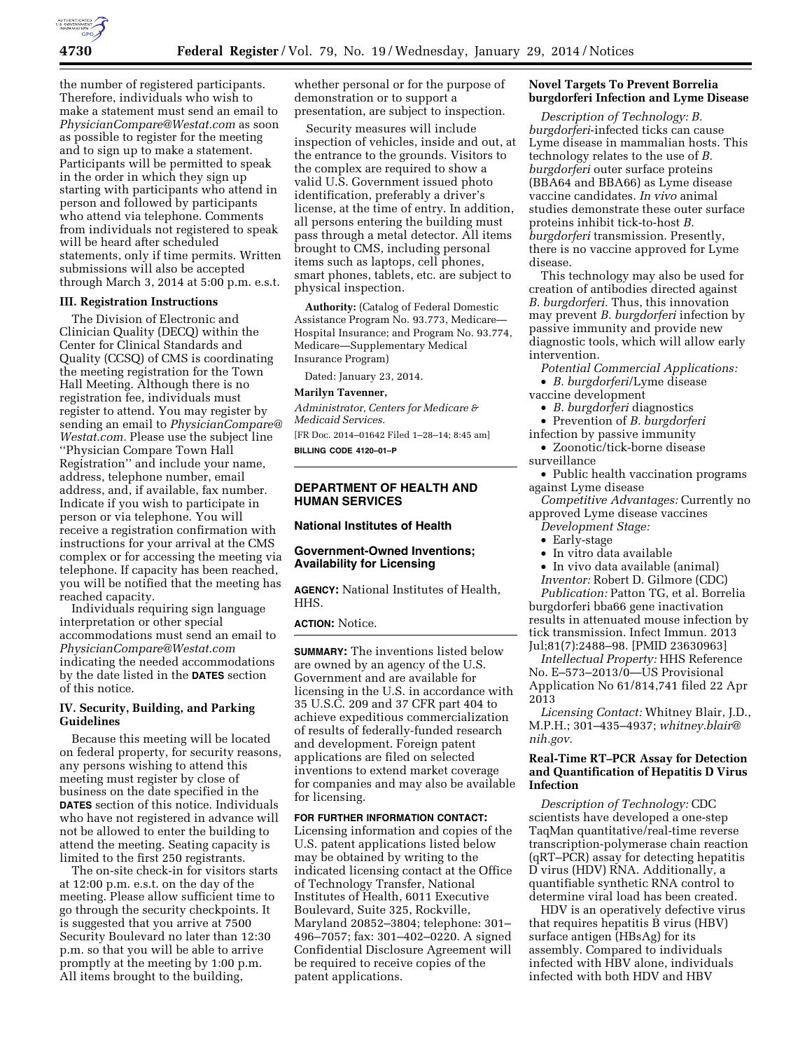the number of registered participants. Therefore, individuals who wish to make a statement must send an email to *PhysicianCompare@Westat.com* as soon as possible to register for the meeting and to sign up to make a statement. Participants will be permitted to speak in the order in which they sign up starting with participants who attend in person and followed by participants who attend via telephone. Comments from individuals not registered to speak will be heard after scheduled statements, only if time permits. Written submissions will also be accepted through March 3, 2014 at 5:00 p.m. e.s.t.

### III. Registration Instructions

The Division of Electronic and Clinician Quality (DECQ) within the Center for Clinical Standards and Quality (CCSQ) of CMS is coordinating the meeting registration for the Town Hall Meeting. Although there is no registration fee, individuals must register to attend. You may register by sending an email to *PhysicianCompare@Westat.com.* Please use the subject line ''Physician Compare Town Hall Registration'' and include your name, address, telephone number, email address, and, if available, fax number. Indicate if you wish to participate in person or via telephone. You will receive a registration confirmation with instructions for your arrival at the CMS complex or for accessing the meeting via telephone. If capacity has been reached, you will be notified that the meeting has reached capacity.

Individuals requiring sign language interpretation or other special accommodations must send an email to *PhysicianCompare@Westat.com* indicating the needed accommodations by the date listed in the **DATES** section of this notice.

### IV. Security, Building, and Parking Guidelines

Because this meeting will be located on federal property, for security reasons, any persons wishing to attend this meeting must register by close of business on the date specified in the **DATES** section of this notice. Individuals who have not registered in advance will not be allowed to enter the building to attend the meeting. Seating capacity is limited to the first 250 registrants.

The on-site check-in for visitors starts at 12:00 p.m. e.s.t. on the day of the meeting. Please allow sufficient time to go through the security checkpoints. It is suggested that you arrive at 7500 Security Boulevard no later than 12:30 p.m. so that you will be able to arrive promptly at the meeting by 1:00 p.m. All items brought to the building, whether personal or for the purpose of demonstration or to support a presentation, are subject to inspection.

Security measures will include inspection of vehicles, inside and out, at the entrance to the grounds. Visitors to the complex are required to show a valid U.S. Government issued photo identification, preferably a driver's license, at the time of entry. In addition, all persons entering the building must pass through a metal detector. All items brought to CMS, including personal items such as laptops, cell phones, smart phones, tablets, etc. are subject to physical inspection.

**Authority:** (Catalog of Federal Domestic Assistance Program No. 93.773, Medicare— Hospital Insurance; and Program No. 93.774, Medicare—Supplementary Medical Insurance Program)

Dated: January 23, 2014.

**Marilyn Tavenner,**

*Administrator, Centers for Medicare & Medicaid Services.*

[FR Doc. 2014–01642 Filed 1–28–14; 8:45 am]

**BILLING CODE 4120–01–P**

## DEPARTMENT OF HEALTH AND HUMAN SERVICES

### National Institutes of Health

### Government-Owned Inventions; Availability for Licensing

**AGENCY:** National Institutes of Health, HHS.

**ACTION:** Notice.

**SUMMARY:** The inventions listed below are owned by an agency of the U.S. Government and are available for licensing in the U.S. in accordance with 35 U.S.C. 209 and 37 CFR part 404 to achieve expeditious commercialization of results of federally-funded research and development. Foreign patent applications are filed on selected inventions to extend market coverage for companies and may also be available for licensing.

**FOR FURTHER INFORMATION CONTACT:** Licensing information and copies of the U.S. patent applications listed below may be obtained by writing to the indicated licensing contact at the Office of Technology Transfer, National Institutes of Health, 6011 Executive Boulevard, Suite 325, Rockville, Maryland 20852–3804; telephone: 301– 496–7057; fax: 301–402–0220. A signed Confidential Disclosure Agreement will be required to receive copies of the patent applications.

### Novel Targets To Prevent Borrelia burgdorferi Infection and Lyme Disease

*Description of Technology: B. burgdorferi*-infected ticks can cause Lyme disease in mammalian hosts. This technology relates to the use of *B. burgdorferi* outer surface proteins (BBA64 and BBA66) as Lyme disease vaccine candidates. *In vivo* animal studies demonstrate these outer surface proteins inhibit tick-to-host *B. burgdorferi* transmission. Presently, there is no vaccine approved for Lyme disease.

This technology may also be used for creation of antibodies directed against *B. burgdorferi.* Thus, this innovation may prevent *B. burgdorferi* infection by passive immunity and provide new diagnostic tools, which will allow early intervention.

*Potential Commercial Applications:*

- *B. burgdorferi*/Lyme disease vaccine development
- *B. burgdorferi* diagnostics
- Prevention of *B. burgdorferi* infection by passive immunity
- Zoonotic/tick-borne disease surveillance
- Public health vaccination programs against Lyme disease

*Competitive Advantages:* Currently no approved Lyme disease vaccines

*Development Stage:*

- Early-stage
- In vitro data available
- In vivo data available (animal)

*Inventor:* Robert D. Gilmore (CDC)

*Publication:* Patton TG, et al. Borrelia burgdorferi bba66 gene inactivation results in attenuated mouse infection by tick transmission. Infect Immun. 2013 Jul;81(7):2488–98. [PMID 23630963]

*Intellectual Property:* HHS Reference No. E–573–2013/0—US Provisional Application No 61/814,741 filed 22 Apr 2013

*Licensing Contact:* Whitney Blair, J.D., M.P.H.; 301–435–4937; *whitney.blair@nih.gov.*

### Real-Time RT–PCR Assay for Detection and Quantification of Hepatitis D Virus Infection

*Description of Technology:* CDC scientists have developed a one-step TaqMan quantitative/real-time reverse transcription-polymerase chain reaction (qRT–PCR) assay for detecting hepatitis D virus (HDV) RNA. Additionally, a quantifiable synthetic RNA control to determine viral load has been created.

HDV is an operatively defective virus that requires hepatitis B virus (HBV) surface antigen (HBsAg) for its assembly. Compared to individuals infected with HBV alone, individuals infected with both HDV and HBV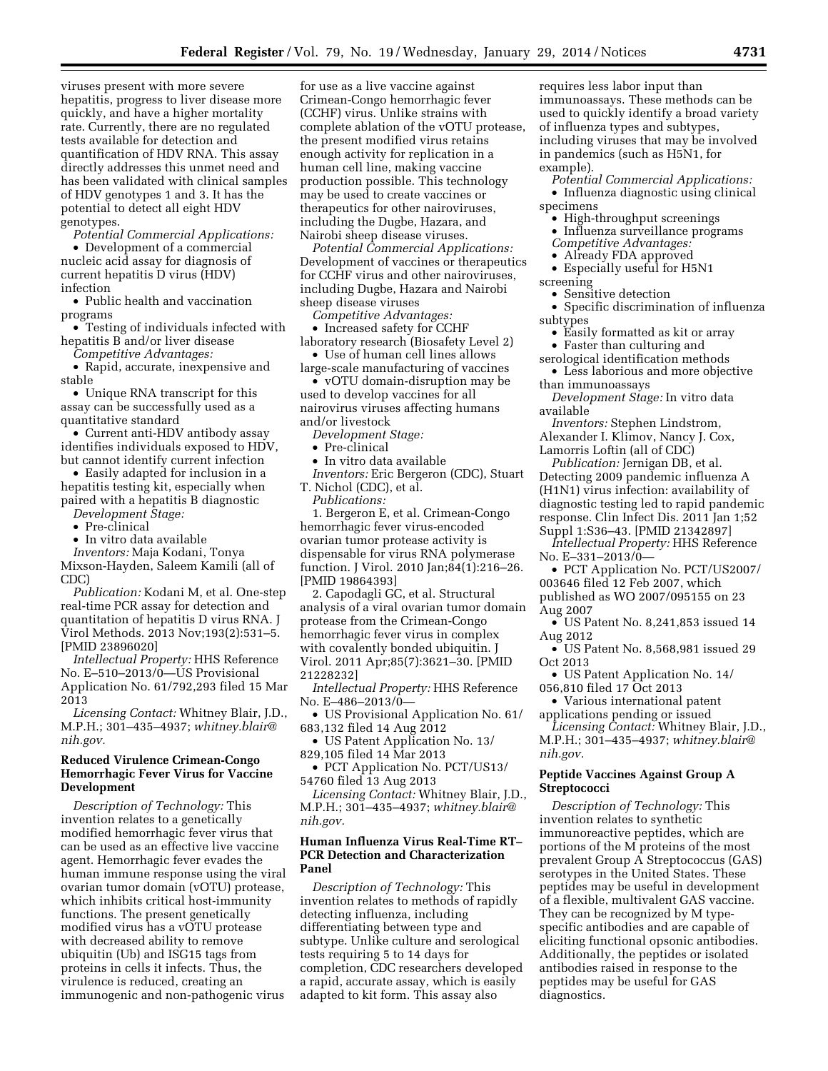viruses present with more severe hepatitis, progress to liver disease more quickly, and have a higher mortality rate. Currently, there are no regulated tests available for detection and quantification of HDV RNA. This assay directly addresses this unmet need and has been validated with clinical samples of HDV genotypes 1 and 3. It has the potential to detect all eight HDV genotypes.

*Potential Commercial Applications:*

- Development of a commercial nucleic acid assay for diagnosis of current hepatitis D virus (HDV) infection
- Public health and vaccination programs
- Testing of individuals infected with hepatitis B and/or liver disease

*Competitive Advantages:*

- Rapid, accurate, inexpensive and stable
- Unique RNA transcript for this assay can be successfully used as a quantitative standard
- Current anti-HDV antibody assay identifies individuals exposed to HDV, but cannot identify current infection
- Easily adapted for inclusion in a hepatitis testing kit, especially when paired with a hepatitis B diagnostic

*Development Stage:*

- Pre-clinical
- In vitro data available

*Inventors:* Maja Kodani, Tonya Mixson-Hayden, Saleem Kamili (all of CDC)

*Publication:* Kodani M, et al. One-step real-time PCR assay for detection and quantitation of hepatitis D virus RNA. J Virol Methods. 2013 Nov;193(2):531–5. [PMID 23896020]

*Intellectual Property:* HHS Reference No. E–510–2013/0—US Provisional Application No. 61/792,293 filed 15 Mar 2013

*Licensing Contact:* Whitney Blair, J.D., M.P.H.; 301–435–4937; *whitney.blair@nih.gov.*

## Reduced Virulence Crimean-Congo Hemorrhagic Fever Virus for Vaccine Development

*Description of Technology:* This invention relates to a genetically modified hemorrhagic fever virus that can be used as an effective live vaccine agent. Hemorrhagic fever evades the human immune response using the viral ovarian tumor domain (vOTU) protease, which inhibits critical host-immunity functions. The present genetically modified virus has a vOTU protease with decreased ability to remove ubiquitin (Ub) and ISG15 tags from proteins in cells it infects. Thus, the virulence is reduced, creating an immunogenic and non-pathogenic virus for use as a live vaccine against Crimean-Congo hemorrhagic fever (CCHF) virus. Unlike strains with complete ablation of the vOTU protease, the present modified virus retains enough activity for replication in a human cell line, making vaccine production possible. This technology may be used to create vaccines or therapeutics for other nairoviruses, including the Dugbe, Hazara, and Nairobi sheep disease viruses.

*Potential Commercial Applications:* Development of vaccines or therapeutics for CCHF virus and other nairoviruses, including Dugbe, Hazara and Nairobi sheep disease viruses

*Competitive Advantages:*

- Increased safety for CCHF laboratory research (Biosafety Level 2)
- Use of human cell lines allows large-scale manufacturing of vaccines
- vOTU domain-disruption may be used to develop vaccines for all nairovirus viruses affecting humans and/or livestock

*Development Stage:*

- Pre-clinical
- In vitro data available

*Inventors:* Eric Bergeron (CDC), Stuart T. Nichol (CDC), et al.

*Publications:*

1. Bergeron E, et al. Crimean-Congo hemorrhagic fever virus-encoded ovarian tumor protease activity is dispensable for virus RNA polymerase function. J Virol. 2010 Jan;84(1):216–26. [PMID 19864393]
2. Capodagli GC, et al. Structural analysis of a viral ovarian tumor domain protease from the Crimean-Congo hemorrhagic fever virus in complex with covalently bonded ubiquitin. J Virol. 2011 Apr;85(7):3621–30. [PMID 21228232]

*Intellectual Property:* HHS Reference No. E–486–2013/0—

- US Provisional Application No. 61/683,132 filed 14 Aug 2012
- US Patent Application No. 13/829,105 filed 14 Mar 2013
- PCT Application No. PCT/US13/54760 filed 13 Aug 2013

*Licensing Contact:* Whitney Blair, J.D., M.P.H.; 301–435–4937; *whitney.blair@nih.gov.*

## Human Influenza Virus Real-Time RT–PCR Detection and Characterization Panel

*Description of Technology:* This invention relates to methods of rapidly detecting influenza, including differentiating between type and subtype. Unlike culture and serological tests requiring 5 to 14 days for completion, CDC researchers developed a rapid, accurate assay, which is easily adapted to kit form. This assay also requires less labor input than immunoassays. These methods can be used to quickly identify a broad variety of influenza types and subtypes, including viruses that may be involved in pandemics (such as H5N1, for example).

*Potential Commercial Applications:*

- Influenza diagnostic using clinical specimens
- High-throughput screenings
- Influenza surveillance programs

*Competitive Advantages:*

- Already FDA approved
- Especially useful for H5N1 screening
- Sensitive detection
- Specific discrimination of influenza subtypes
- Easily formatted as kit or array
- Faster than culturing and serological identification methods
- Less laborious and more objective than immunoassays

*Development Stage:* In vitro data available

*Inventors:* Stephen Lindstrom, Alexander I. Klimov, Nancy J. Cox, Lamorris Loftin (all of CDC)

*Publication:* Jernigan DB, et al. Detecting 2009 pandemic influenza A (H1N1) virus infection: availability of diagnostic testing led to rapid pandemic response. Clin Infect Dis. 2011 Jan 1;52 Suppl 1:S36–43. [PMID 21342897]

*Intellectual Property:* HHS Reference No. E–331–2013/0—

- PCT Application No. PCT/US2007/003646 filed 12 Feb 2007, which published as WO 2007/095155 on 23 Aug 2007
- US Patent No. 8,241,853 issued 14 Aug 2012
- US Patent No. 8,568,981 issued 29 Oct 2013
- US Patent Application No. 14/056,810 filed 17 Oct 2013
- Various international patent applications pending or issued

*Licensing Contact:* Whitney Blair, J.D., M.P.H.; 301–435–4937; *whitney.blair@nih.gov.*

## Peptide Vaccines Against Group A Streptococci

*Description of Technology:* This invention relates to synthetic immunoreactive peptides, which are portions of the M proteins of the most prevalent Group A Streptococcus (GAS) serotypes in the United States. These peptides may be useful in development of a flexible, multivalent GAS vaccine. They can be recognized by M type-specific antibodies and are capable of eliciting functional opsonic antibodies. Additionally, the peptides or isolated antibodies raised in response to the peptides may be useful for GAS diagnostics.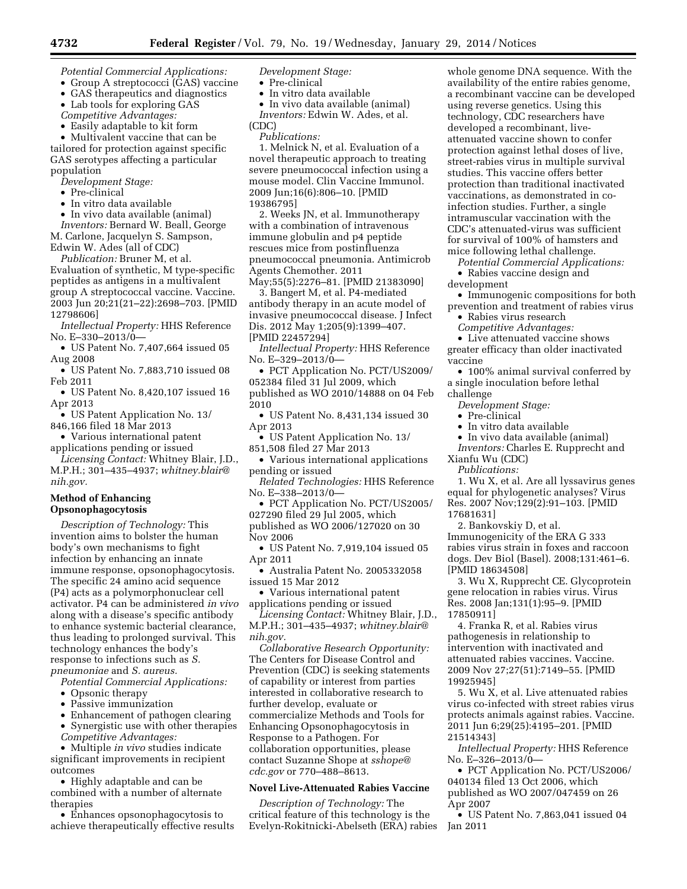*Potential Commercial Applications:*

- Group A streptococci (GAS) vaccine
- GAS therapeutics and diagnostics
- Lab tools for exploring GAS

*Competitive Advantages:*

- Easily adaptable to kit form
- Multivalent vaccine that can be tailored for protection against specific GAS serotypes affecting a particular population

*Development Stage:*

- Pre-clinical
- In vitro data available
- In vivo data available (animal)

*Inventors:* Bernard W. Beall, George M. Carlone, Jacquelyn S. Sampson, Edwin W. Ades (all of CDC)

*Publication:* Bruner M, et al. Evaluation of synthetic, M type-specific peptides as antigens in a multivalent group A streptococcal vaccine. Vaccine. 2003 Jun 20;21(21–22):2698–703. [PMID 12798606]

*Intellectual Property:* HHS Reference No. E–330–2013/0—

- US Patent No. 7,407,664 issued 05 Aug 2008
- US Patent No. 7,883,710 issued 08 Feb 2011
- US Patent No. 8,420,107 issued 16 Apr 2013
- US Patent Application No. 13/846,166 filed 18 Mar 2013
- Various international patent applications pending or issued

*Licensing Contact:* Whitney Blair, J.D., M.P.H.; 301–435–4937; *whitney.blair@nih.gov.*

**Method of Enhancing Opsonophagocytosis**

*Description of Technology:* This invention aims to bolster the human body's own mechanisms to fight infection by enhancing an innate immune response, opsonophagocytosis. The specific 24 amino acid sequence (P4) acts as a polymorphonuclear cell activator. P4 can be administered *in vivo* along with a disease's specific antibody to enhance systemic bacterial clearance, thus leading to prolonged survival. This technology enhances the body's response to infections such as *S. pneumoniae* and *S. aureus.*

*Potential Commercial Applications:*

- Opsonic therapy
- Passive immunization
- Enhancement of pathogen clearing
- Synergistic use with other therapies

*Competitive Advantages:*

- Multiple *in vivo* studies indicate significant improvements in recipient outcomes
- Highly adaptable and can be combined with a number of alternate therapies
- Enhances opsonophagocytosis to achieve therapeutically effective results

*Development Stage:*

- Pre-clinical
- In vitro data available
- In vivo data available (animal)

*Inventors:* Edwin W. Ades, et al. (CDC)

*Publications:*

1. Melnick N, et al. Evaluation of a novel therapeutic approach to treating severe pneumococcal infection using a mouse model. Clin Vaccine Immunol. 2009 Jun;16(6):806–10. [PMID 19386795]
2. Weeks JN, et al. Immunotherapy with a combination of intravenous immune globulin and p4 peptide rescues mice from postinfluenza pneumococcal pneumonia. Antimicrob Agents Chemother. 2011 May;55(5):2276–81. [PMID 21383090]
3. Bangert M, et al. P4-mediated antibody therapy in an acute model of invasive pneumococcal disease. J Infect Dis. 2012 May 1;205(9):1399–407. [PMID 22457294]

*Intellectual Property:* HHS Reference No. E–329–2013/0—

- PCT Application No. PCT/US2009/052384 filed 31 Jul 2009, which published as WO 2010/14888 on 04 Feb 2010
- US Patent No. 8,431,134 issued 30 Apr 2013
- US Patent Application No. 13/851,508 filed 27 Mar 2013
- Various international applications pending or issued

*Related Technologies:* HHS Reference No. E–338–2013/0—

- PCT Application No. PCT/US2005/027290 filed 29 Jul 2005, which published as WO 2006/127020 on 30 Nov 2006
- US Patent No. 7,919,104 issued 05 Apr 2011
- Australia Patent No. 2005332058 issued 15 Mar 2012
- Various international patent applications pending or issued

*Licensing Contact:* Whitney Blair, J.D., M.P.H.; 301–435–4937; *whitney.blair@nih.gov.*

*Collaborative Research Opportunity:* The Centers for Disease Control and Prevention (CDC) is seeking statements of capability or interest from parties interested in collaborative research to further develop, evaluate or commercialize Methods and Tools for Enhancing Opsonophagocytosis in Response to a Pathogen. For collaboration opportunities, please contact Suzanne Shope at *sshope@cdc.gov* or 770–488–8613.

**Novel Live-Attenuated Rabies Vaccine**

*Description of Technology:* The critical feature of this technology is the Evelyn-Rokitnicki-Abelseth (ERA) rabies whole genome DNA sequence. With the availability of the entire rabies genome, a recombinant vaccine can be developed using reverse genetics. Using this technology, CDC researchers have developed a recombinant, live-attenuated vaccine shown to confer protection against lethal doses of live, street-rabies virus in multiple survival studies. This vaccine offers better protection than traditional inactivated vaccinations, as demonstrated in co-infection studies. Further, a single intramuscular vaccination with the CDC's attenuated-virus was sufficient for survival of 100% of hamsters and mice following lethal challenge.

*Potential Commercial Applications:*

- Rabies vaccine design and development
- Immunogenic compositions for both prevention and treatment of rabies virus
- Rabies virus research

*Competitive Advantages:*

- Live attenuated vaccine shows greater efficacy than older inactivated vaccine
- 100% animal survival conferred by a single inoculation before lethal challenge

*Development Stage:*

- Pre-clinical
- In vitro data available
- In vivo data available (animal)

*Inventors:* Charles E. Rupprecht and Xianfu Wu (CDC)

*Publications:*

1. Wu X, et al. Are all lyssavirus genes equal for phylogenetic analyses? Virus Res. 2007 Nov;129(2):91–103. [PMID 17681631]
2. Bankovskiy D, et al. Immunogenicity of the ERA G 333 rabies virus strain in foxes and raccoon dogs. Dev Biol (Basel). 2008;131:461–6. [PMID 18634508]
3. Wu X, Rupprecht CE. Glycoprotein gene relocation in rabies virus. Virus Res. 2008 Jan;131(1):95–9. [PMID 17850911]
4. Franka R, et al. Rabies virus pathogenesis in relationship to intervention with inactivated and attenuated rabies vaccines. Vaccine. 2009 Nov 27;27(51):7149–55. [PMID 19925945]
5. Wu X, et al. Live attenuated rabies virus co-infected with street rabies virus protects animals against rabies. Vaccine. 2011 Jun 6;29(25):4195–201. [PMID 21514343]

*Intellectual Property:* HHS Reference No. E–326–2013/0—

- PCT Application No. PCT/US2006/040134 filed 13 Oct 2006, which published as WO 2007/047459 on 26 Apr 2007
- US Patent No. 7,863,041 issued 04 Jan 2011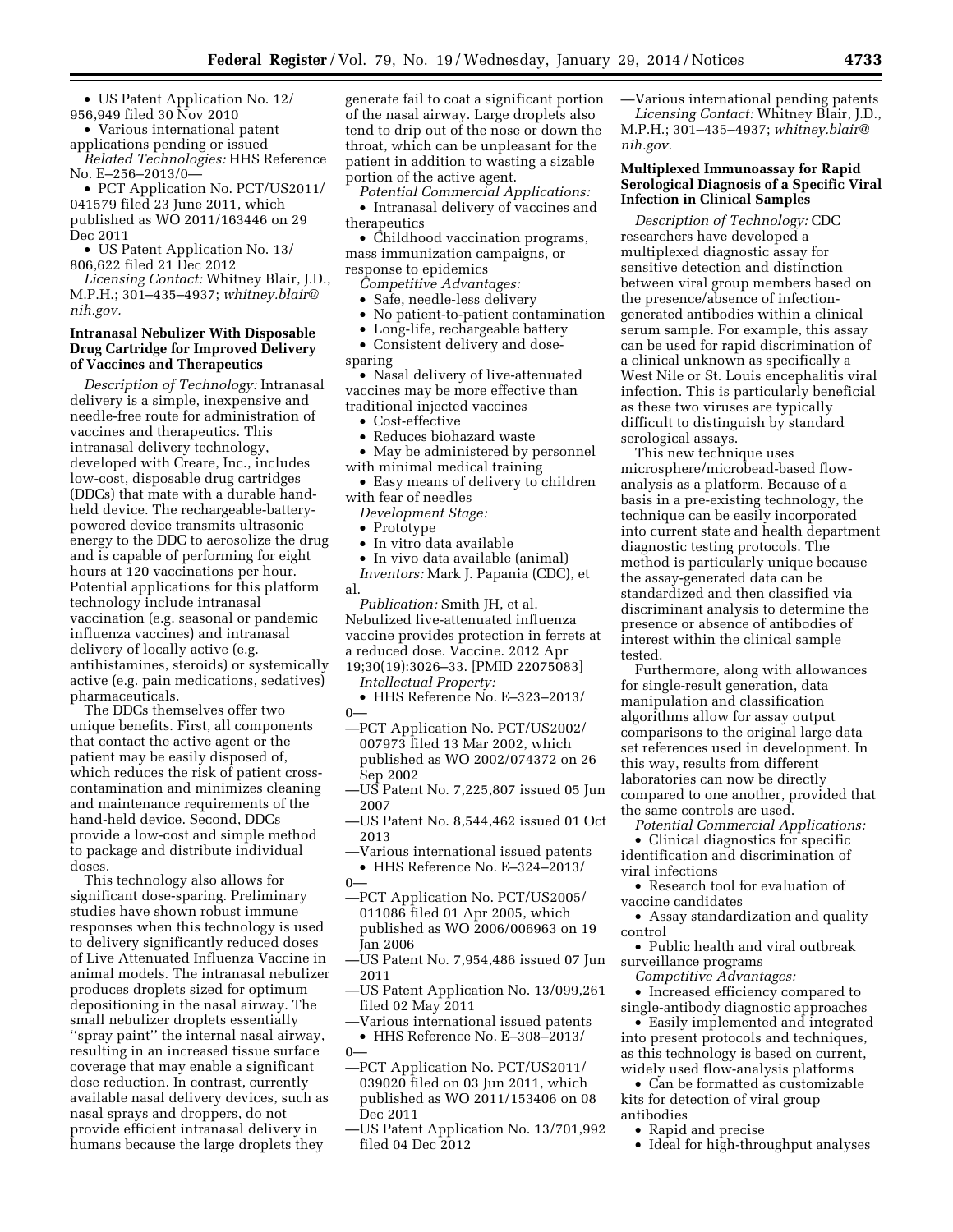- US Patent Application No. 12/956,949 filed 30 Nov 2010
- Various international patent applications pending or issued

*Related Technologies:* HHS Reference No. E–256–2013/0—

- PCT Application No. PCT/US2011/041579 filed 23 June 2011, which published as WO 2011/163446 on 29 Dec 2011
- US Patent Application No. 13/806,622 filed 21 Dec 2012

*Licensing Contact:* Whitney Blair, J.D., M.P.H.; 301–435–4937; *whitney.blair@nih.gov.*

### Intranasal Nebulizer With Disposable Drug Cartridge for Improved Delivery of Vaccines and Therapeutics

*Description of Technology:* Intranasal delivery is a simple, inexpensive and needle-free route for administration of vaccines and therapeutics. This intranasal delivery technology, developed with Creare, Inc., includes low-cost, disposable drug cartridges (DDCs) that mate with a durable hand-held device. The rechargeable-battery-powered device transmits ultrasonic energy to the DDC to aerosolize the drug and is capable of performing for eight hours at 120 vaccinations per hour. Potential applications for this platform technology include intranasal vaccination (e.g. seasonal or pandemic influenza vaccines) and intranasal delivery of locally active (e.g. antihistamines, steroids) or systemically active (e.g. pain medications, sedatives) pharmaceuticals.

The DDCs themselves offer two unique benefits. First, all components that contact the active agent or the patient may be easily disposed of, which reduces the risk of patient cross-contamination and minimizes cleaning and maintenance requirements of the hand-held device. Second, DDCs provide a low-cost and simple method to package and distribute individual doses.

This technology also allows for significant dose-sparing. Preliminary studies have shown robust immune responses when this technology is used to deliver significantly reduced doses of Live Attenuated Influenza Vaccine in animal models. The intranasal nebulizer produces droplets sized for optimum depositioning in the nasal airway. The small nebulizer droplets essentially ''spray paint'' the internal nasal airway, resulting in an increased tissue surface coverage that may enable a significant dose reduction. In contrast, currently available nasal delivery devices, such as nasal sprays and droppers, do not provide efficient intranasal delivery in humans because the large droplets they generate fail to coat a significant portion of the nasal airway. Large droplets also tend to drip out of the nose or down the throat, which can be unpleasant for the patient in addition to wasting a sizable portion of the active agent.

*Potential Commercial Applications:*

- Intranasal delivery of vaccines and therapeutics
- Childhood vaccination programs, mass immunization campaigns, or response to epidemics

*Competitive Advantages:*

- Safe, needle-less delivery
- No patient-to-patient contamination
- Long-life, rechargeable battery
- Consistent delivery and dose-sparing
- Nasal delivery of live-attenuated vaccines may be more effective than traditional injected vaccines
- Cost-effective
- Reduces biohazard waste
- May be administered by personnel with minimal medical training
- Easy means of delivery to children with fear of needles

*Development Stage:*

- Prototype
- In vitro data available
- In vivo data available (animal)

*Inventors:* Mark J. Papania (CDC), et al.

*Publication:* Smith JH, et al. Nebulized live-attenuated influenza vaccine provides protection in ferrets at a reduced dose. Vaccine. 2012 Apr 19;30(19):3026–33. [PMID 22075083]

*Intellectual Property:*

- HHS Reference No. E–323–2013/0—
  —PCT Application No. PCT/US2002/007973 filed 13 Mar 2002, which published as WO 2002/074372 on 26 Sep 2002
  —US Patent No. 7,225,807 issued 05 Jun 2007
  —US Patent No. 8,544,462 issued 01 Oct 2013
  —Various international issued patents
- HHS Reference No. E–324–2013/0—
  —PCT Application No. PCT/US2005/011086 filed 01 Apr 2005, which published as WO 2006/006963 on 19 Jan 2006
  —US Patent No. 7,954,486 issued 07 Jun 2011
  —US Patent Application No. 13/099,261 filed 02 May 2011
  —Various international issued patents
- HHS Reference No. E–308–2013/0—
  —PCT Application No. PCT/US2011/039020 filed on 03 Jun 2011, which published as WO 2011/153406 on 08 Dec 2011
  —US Patent Application No. 13/701,992 filed 04 Dec 2012
  —Various international pending patents

*Licensing Contact:* Whitney Blair, J.D., M.P.H.; 301–435–4937; *whitney.blair@nih.gov.*

### Multiplexed Immunoassay for Rapid Serological Diagnosis of a Specific Viral Infection in Clinical Samples

*Description of Technology:* CDC researchers have developed a multiplexed diagnostic assay for sensitive detection and distinction between viral group members based on the presence/absence of infection-generated antibodies within a clinical serum sample. For example, this assay can be used for rapid discrimination of a clinical unknown as specifically a West Nile or St. Louis encephalitis viral infection. This is particularly beneficial as these two viruses are typically difficult to distinguish by standard serological assays.

This new technique uses microsphere/microbead-based flow-analysis as a platform. Because of a basis in a pre-existing technology, the technique can be easily incorporated into current state and health department diagnostic testing protocols. The method is particularly unique because the assay-generated data can be standardized and then classified via discriminant analysis to determine the presence or absence of antibodies of interest within the clinical sample tested.

Furthermore, along with allowances for single-result generation, data manipulation and classification algorithms allow for assay output comparisons to the original large data set references used in development. In this way, results from different laboratories can now be directly compared to one another, provided that the same controls are used.

*Potential Commercial Applications:*

- Clinical diagnostics for specific identification and discrimination of viral infections
- Research tool for evaluation of vaccine candidates
- Assay standardization and quality control
- Public health and viral outbreak surveillance programs

*Competitive Advantages:*

- Increased efficiency compared to single-antibody diagnostic approaches
- Easily implemented and integrated into present protocols and techniques, as this technology is based on current, widely used flow-analysis platforms
- Can be formatted as customizable kits for detection of viral group antibodies
- Rapid and precise
- Ideal for high-throughput analyses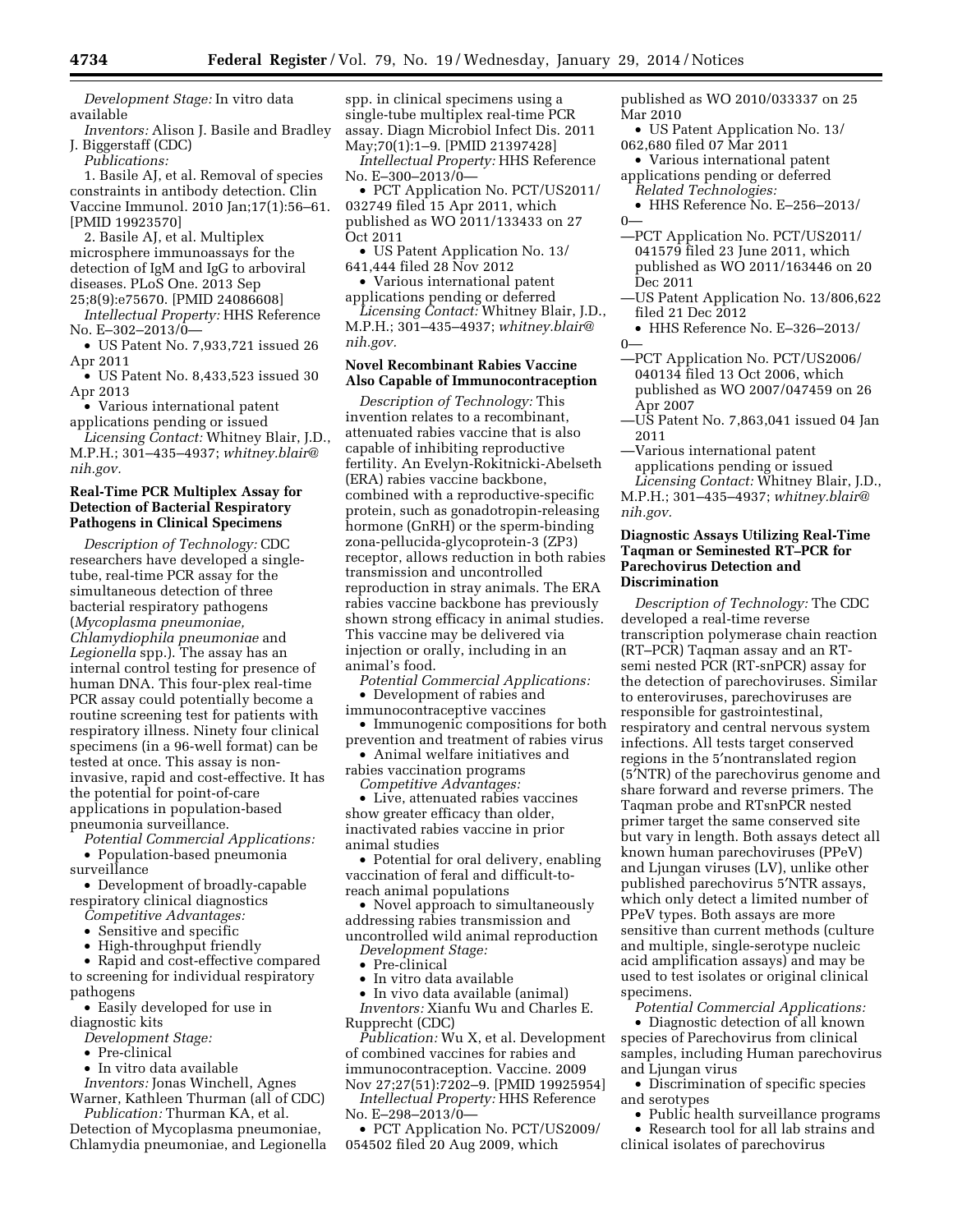*Development Stage:* In vitro data available

*Inventors:* Alison J. Basile and Bradley J. Biggerstaff (CDC)

*Publications:*

1. Basile AJ, et al. Removal of species constraints in antibody detection. Clin Vaccine Immunol. 2010 Jan;17(1):56–61. [PMID 19923570]

2. Basile AJ, et al. Multiplex microsphere immunoassays for the detection of IgM and IgG to arboviral diseases. PLoS One. 2013 Sep 25;8(9):e75670. [PMID 24086608]

*Intellectual Property:* HHS Reference No. E–302–2013/0—

- US Patent No. 7,933,721 issued 26 Apr 2011
- US Patent No. 8,433,523 issued 30 Apr 2013
- Various international patent applications pending or issued

*Licensing Contact:* Whitney Blair, J.D., M.P.H.; 301–435–4937; *whitney.blair@nih.gov.*

### Real-Time PCR Multiplex Assay for Detection of Bacterial Respiratory Pathogens in Clinical Specimens

*Description of Technology:* CDC researchers have developed a single-tube, real-time PCR assay for the simultaneous detection of three bacterial respiratory pathogens (*Mycoplasma pneumoniae, Chlamydiophila pneumoniae* and *Legionella* spp.). The assay has an internal control testing for presence of human DNA. This four-plex real-time PCR assay could potentially become a routine screening test for patients with respiratory illness. Ninety four clinical specimens (in a 96-well format) can be tested at once. This assay is non-invasive, rapid and cost-effective. It has the potential for point-of-care applications in population-based pneumonia surveillance.

*Potential Commercial Applications:*

- Population-based pneumonia surveillance
- Development of broadly-capable respiratory clinical diagnostics

*Competitive Advantages:*

- Sensitive and specific
- High-throughput friendly
- Rapid and cost-effective compared to screening for individual respiratory pathogens
- Easily developed for use in diagnostic kits

*Development Stage:*

- Pre-clinical
- In vitro data available

*Inventors:* Jonas Winchell, Agnes Warner, Kathleen Thurman (all of CDC)

*Publication:* Thurman KA, et al. Detection of Mycoplasma pneumoniae, Chlamydia pneumoniae, and Legionella spp. in clinical specimens using a single-tube multiplex real-time PCR assay. Diagn Microbiol Infect Dis. 2011 May;70(1):1–9. [PMID 21397428]

*Intellectual Property:* HHS Reference No. E–300–2013/0—

- PCT Application No. PCT/US2011/032749 filed 15 Apr 2011, which published as WO 2011/133433 on 27 Oct 2011
- US Patent Application No. 13/641,444 filed 28 Nov 2012
- Various international patent applications pending or deferred

*Licensing Contact:* Whitney Blair, J.D., M.P.H.; 301–435–4937; *whitney.blair@nih.gov.*

### Novel Recombinant Rabies Vaccine Also Capable of Immunocontraception

*Description of Technology:* This invention relates to a recombinant, attenuated rabies vaccine that is also capable of inhibiting reproductive fertility. An Evelyn-Rokitnicki-Abelseth (ERA) rabies vaccine backbone, combined with a reproductive-specific protein, such as gonadotropin-releasing hormone (GnRH) or the sperm-binding zona-pellucida-glycoprotein-3 (ZP3) receptor, allows reduction in both rabies transmission and uncontrolled reproduction in stray animals. The ERA rabies vaccine backbone has previously shown strong efficacy in animal studies. This vaccine may be delivered via injection or orally, including in an animal's food.

*Potential Commercial Applications:*

- Development of rabies and immunocontraceptive vaccines
- Immunogenic compositions for both prevention and treatment of rabies virus
- Animal welfare initiatives and rabies vaccination programs

*Competitive Advantages:*

- Live, attenuated rabies vaccines show greater efficacy than older, inactivated rabies vaccine in prior animal studies
- Potential for oral delivery, enabling vaccination of feral and difficult-to-reach animal populations
- Novel approach to simultaneously addressing rabies transmission and uncontrolled wild animal reproduction

*Development Stage:*

- Pre-clinical
- In vitro data available
- In vivo data available (animal)

*Inventors:* Xianfu Wu and Charles E. Rupprecht (CDC)

*Publication:* Wu X, et al. Development of combined vaccines for rabies and immunocontraception. Vaccine. 2009 Nov 27;27(51):7202–9. [PMID 19925954]

*Intellectual Property:* HHS Reference No. E–298–2013/0—

- PCT Application No. PCT/US2009/054502 filed 20 Aug 2009, which published as WO 2010/033337 on 25 Mar 2010
- US Patent Application No. 13/062,680 filed 07 Mar 2011
- Various international patent applications pending or deferred

*Related Technologies:*

- HHS Reference No. E–256–2013/0—
  - PCT Application No. PCT/US2011/041579 filed 23 June 2011, which published as WO 2011/163446 on 20 Dec 2011
  - US Patent Application No. 13/806,622 filed 21 Dec 2012
- HHS Reference No. E–326–2013/0—
  - PCT Application No. PCT/US2006/040134 filed 13 Oct 2006, which published as WO 2007/047459 on 26 Apr 2007
  - US Patent No. 7,863,041 issued 04 Jan 2011
  - Various international patent applications pending or issued

*Licensing Contact:* Whitney Blair, J.D., M.P.H.; 301–435–4937; *whitney.blair@nih.gov.*

### Diagnostic Assays Utilizing Real-Time Taqman or Seminested RT–PCR for Parechovirus Detection and Discrimination

*Description of Technology:* The CDC developed a real-time reverse transcription polymerase chain reaction (RT–PCR) Taqman assay and an RT-semi nested PCR (RT-snPCR) assay for the detection of parechoviruses. Similar to enteroviruses, parechoviruses are responsible for gastrointestinal, respiratory and central nervous system infections. All tests target conserved regions in the 5′nontranslated region (5′NTR) of the parechovirus genome and share forward and reverse primers. The Taqman probe and RTsnPCR nested primer target the same conserved site but vary in length. Both assays detect all known human parechoviruses (PPeV) and Ljungan viruses (LV), unlike other published parechovirus 5′NTR assays, which only detect a limited number of PPeV types. Both assays are more sensitive than current methods (culture and multiple, single-serotype nucleic acid amplification assays) and may be used to test isolates or original clinical specimens.

*Potential Commercial Applications:*

- Diagnostic detection of all known species of Parechovirus from clinical samples, including Human parechovirus and Ljungan virus
- Discrimination of specific species and serotypes
- Public health surveillance programs
- Research tool for all lab strains and clinical isolates of parechovirus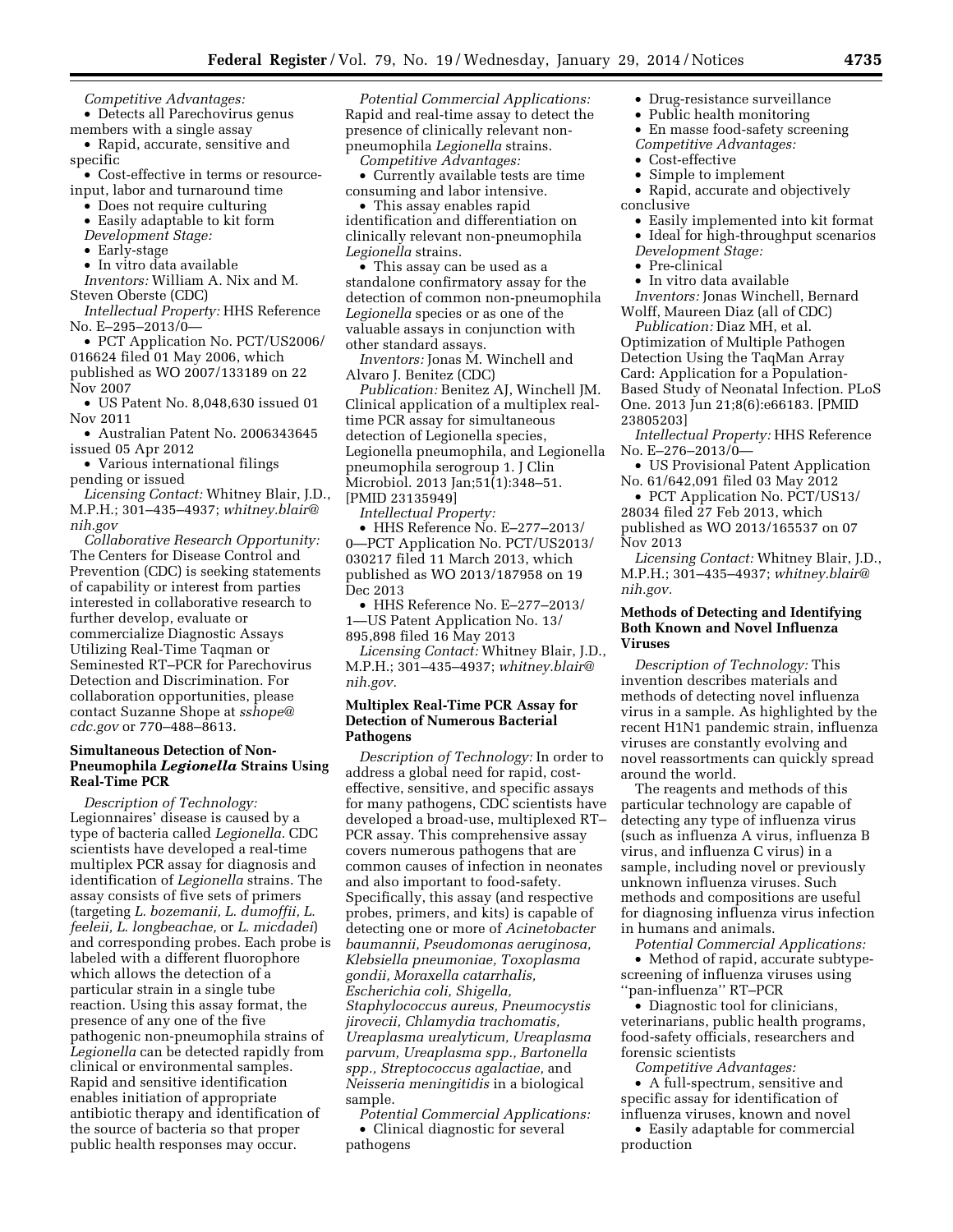*Competitive Advantages:*

- Detects all Parechovirus genus members with a single assay
- Rapid, accurate, sensitive and specific
- Cost-effective in terms or resource-input, labor and turnaround time
- Does not require culturing
- Easily adaptable to kit form

*Development Stage:*

- Early-stage
- In vitro data available

*Inventors:* William A. Nix and M. Steven Oberste (CDC)

*Intellectual Property:* HHS Reference No. E–295–2013/0—

- PCT Application No. PCT/US2006/016624 filed 01 May 2006, which published as WO 2007/133189 on 22 Nov 2007
- US Patent No. 8,048,630 issued 01 Nov 2011
- Australian Patent No. 2006343645 issued 05 Apr 2012
- Various international filings pending or issued

*Licensing Contact:* Whitney Blair, J.D., M.P.H.; 301–435–4937; *whitney.blair@nih.gov*

*Collaborative Research Opportunity:* The Centers for Disease Control and Prevention (CDC) is seeking statements of capability or interest from parties interested in collaborative research to further develop, evaluate or commercialize Diagnostic Assays Utilizing Real-Time Taqman or Seminested RT–PCR for Parechovirus Detection and Discrimination. For collaboration opportunities, please contact Suzanne Shope at *sshope@cdc.gov* or 770–488–8613.

## Simultaneous Detection of Non-Pneumophila *Legionella* Strains Using Real-Time PCR

*Description of Technology:* Legionnaires' disease is caused by a type of bacteria called *Legionella*. CDC scientists have developed a real-time multiplex PCR assay for diagnosis and identification of *Legionella* strains. The assay consists of five sets of primers (targeting *L. bozemanii, L. dumoffii, L. feeleii, L. longbeachae,* or *L. micdadei*) and corresponding probes. Each probe is labeled with a different fluorophore which allows the detection of a particular strain in a single tube reaction. Using this assay format, the presence of any one of the five pathogenic non-pneumophila strains of *Legionella* can be detected rapidly from clinical or environmental samples. Rapid and sensitive identification enables initiation of appropriate antibiotic therapy and identification of the source of bacteria so that proper public health responses may occur.

*Potential Commercial Applications:* Rapid and real-time assay to detect the presence of clinically relevant non-pneumophila *Legionella* strains.

*Competitive Advantages:*

- Currently available tests are time consuming and labor intensive.
- This assay enables rapid identification and differentiation on clinically relevant non-pneumophila *Legionella* strains.
- This assay can be used as a standalone confirmatory assay for the detection of common non-pneumophila *Legionella* species or as one of the valuable assays in conjunction with other standard assays.

*Inventors:* Jonas M. Winchell and Alvaro J. Benitez (CDC)

*Publication:* Benitez AJ, Winchell JM. Clinical application of a multiplex real-time PCR assay for simultaneous detection of Legionella species, Legionella pneumophila, and Legionella pneumophila serogroup 1. J Clin Microbiol. 2013 Jan;51(1):348–51. [PMID 23135949]

*Intellectual Property:*

- HHS Reference No. E–277–2013/0—PCT Application No. PCT/US2013/030217 filed 11 March 2013, which published as WO 2013/187958 on 19 Dec 2013
- HHS Reference No. E–277–2013/1—US Patent Application No. 13/895,898 filed 16 May 2013

*Licensing Contact:* Whitney Blair, J.D., M.P.H.; 301–435–4937; *whitney.blair@nih.gov.*

## Multiplex Real-Time PCR Assay for Detection of Numerous Bacterial Pathogens

*Description of Technology:* In order to address a global need for rapid, cost-effective, sensitive, and specific assays for many pathogens, CDC scientists have developed a broad-use, multiplexed RT–PCR assay. This comprehensive assay covers numerous pathogens that are common causes of infection in neonates and also important to food-safety. Specifically, this assay (and respective probes, primers, and kits) is capable of detecting one or more of *Acinetobacter baumannii, Pseudomonas aeruginosa, Klebsiella pneumoniae, Toxoplasma gondii, Moraxella catarrhalis, Escherichia coli, Shigella, Staphylococcus aureus, Pneumocystis jirovecii, Chlamydia trachomatis, Ureaplasma urealyticum, Ureaplasma parvum, Ureaplasma spp., Bartonella spp., Streptococcus agalactiae,* and *Neisseria meningitidis* in a biological sample.

*Potential Commercial Applications:*

- Clinical diagnostic for several pathogens
- Drug-resistance surveillance
- Public health monitoring
- En masse food-safety screening

*Competitive Advantages:*

- Cost-effective
- Simple to implement
- Rapid, accurate and objectively conclusive
- Easily implemented into kit format
- Ideal for high-throughput scenarios

*Development Stage:*

- Pre-clinical
- In vitro data available

*Inventors:* Jonas Winchell, Bernard Wolff, Maureen Diaz (all of CDC)

*Publication:* Diaz MH, et al. Optimization of Multiple Pathogen Detection Using the TaqMan Array Card: Application for a Population-Based Study of Neonatal Infection. PLoS One. 2013 Jun 21;8(6):e66183. [PMID 23805203]

*Intellectual Property:* HHS Reference No. E–276–2013/0—

- US Provisional Patent Application No. 61/642,091 filed 03 May 2012
- PCT Application No. PCT/US13/28034 filed 27 Feb 2013, which published as WO 2013/165537 on 07 Nov 2013

*Licensing Contact:* Whitney Blair, J.D., M.P.H.; 301–435–4937; *whitney.blair@nih.gov.*

## Methods of Detecting and Identifying Both Known and Novel Influenza Viruses

*Description of Technology:* This invention describes materials and methods of detecting novel influenza virus in a sample. As highlighted by the recent H1N1 pandemic strain, influenza viruses are constantly evolving and novel reassortments can quickly spread around the world.

The reagents and methods of this particular technology are capable of detecting any type of influenza virus (such as influenza A virus, influenza B virus, and influenza C virus) in a sample, including novel or previously unknown influenza viruses. Such methods and compositions are useful for diagnosing influenza virus infection in humans and animals.

*Potential Commercial Applications:*

- Method of rapid, accurate subtype-screening of influenza viruses using ''pan-influenza'' RT–PCR
- Diagnostic tool for clinicians, veterinarians, public health programs, food-safety officials, researchers and forensic scientists

*Competitive Advantages:*

- A full-spectrum, sensitive and specific assay for identification of influenza viruses, known and novel
- Easily adaptable for commercial production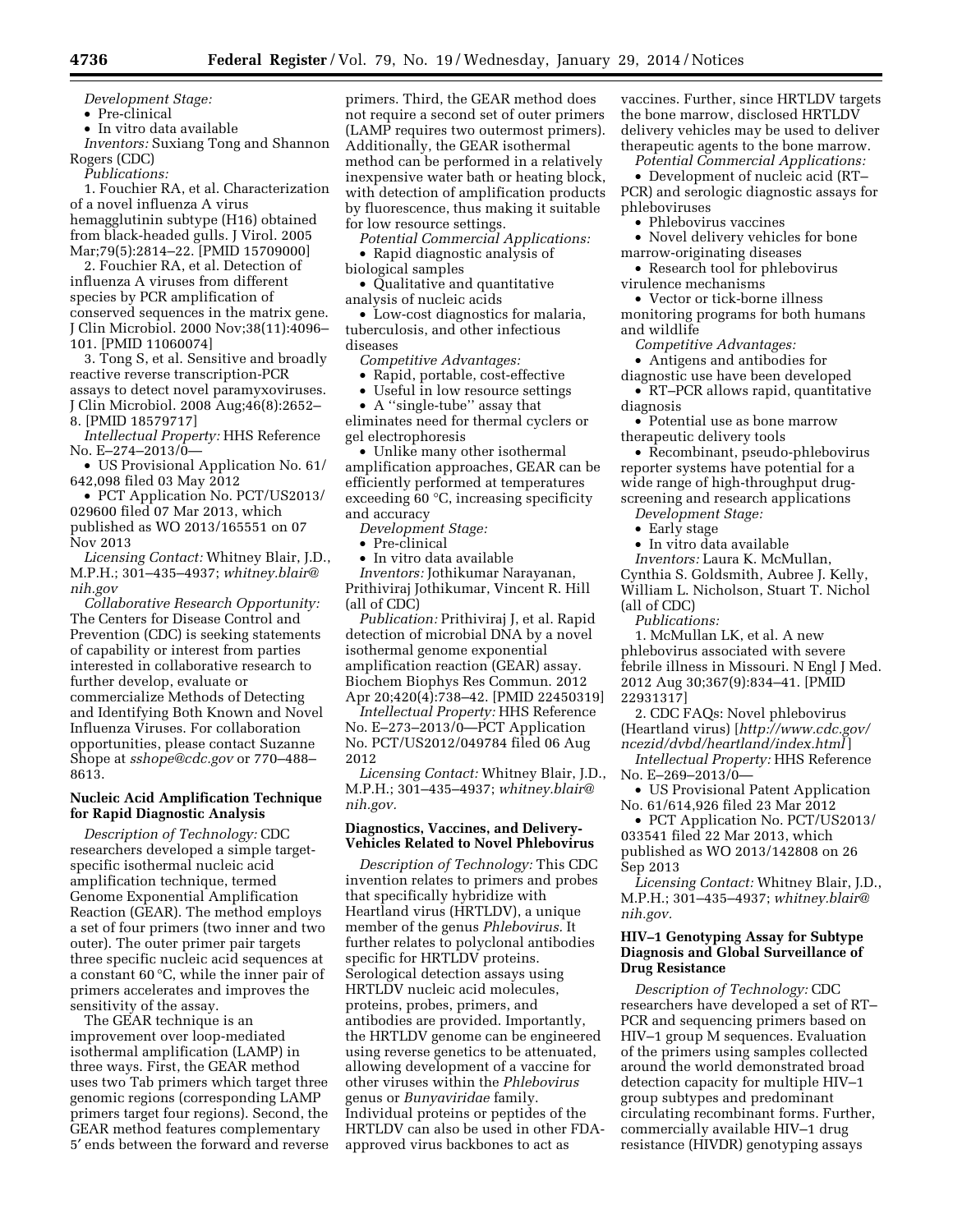*Development Stage:*

- Pre-clinical
- In vitro data available

*Inventors:* Suxiang Tong and Shannon Rogers (CDC)

*Publications:*

1. Fouchier RA, et al. Characterization of a novel influenza A virus hemagglutinin subtype (H16) obtained from black-headed gulls. J Virol. 2005 Mar;79(5):2814–22. [PMID 15709000]

2. Fouchier RA, et al. Detection of influenza A viruses from different species by PCR amplification of conserved sequences in the matrix gene. J Clin Microbiol. 2000 Nov;38(11):4096–101. [PMID 11060074]

3. Tong S, et al. Sensitive and broadly reactive reverse transcription-PCR assays to detect novel paramyxoviruses. J Clin Microbiol. 2008 Aug;46(8):2652–8. [PMID 18579717]

*Intellectual Property:* HHS Reference No. E–274–2013/0—

- US Provisional Application No. 61/642,098 filed 03 May 2012
- PCT Application No. PCT/US2013/029600 filed 07 Mar 2013, which published as WO 2013/165551 on 07 Nov 2013

*Licensing Contact:* Whitney Blair, J.D., M.P.H.; 301–435–4937; *whitney.blair@nih.gov*

*Collaborative Research Opportunity:* The Centers for Disease Control and Prevention (CDC) is seeking statements of capability or interest from parties interested in collaborative research to further develop, evaluate or commercialize Methods of Detecting and Identifying Both Known and Novel Influenza Viruses. For collaboration opportunities, please contact Suzanne Shope at *sshope@cdc.gov* or 770–488–8613.

**Nucleic Acid Amplification Technique for Rapid Diagnostic Analysis**

*Description of Technology:* CDC researchers developed a simple target-specific isothermal nucleic acid amplification technique, termed Genome Exponential Amplification Reaction (GEAR). The method employs a set of four primers (two inner and two outer). The outer primer pair targets three specific nucleic acid sequences at a constant 60 °C, while the inner pair of primers accelerates and improves the sensitivity of the assay.

The GEAR technique is an improvement over loop-mediated isothermal amplification (LAMP) in three ways. First, the GEAR method uses two Tab primers which target three genomic regions (corresponding LAMP primers target four regions). Second, the GEAR method features complementary 5′ ends between the forward and reverse primers. Third, the GEAR method does not require a second set of outer primers (LAMP requires two outermost primers). Additionally, the GEAR isothermal method can be performed in a relatively inexpensive water bath or heating block, with detection of amplification products by fluorescence, thus making it suitable for low resource settings.

*Potential Commercial Applications:*

- Rapid diagnostic analysis of biological samples
- Qualitative and quantitative analysis of nucleic acids
- Low-cost diagnostics for malaria, tuberculosis, and other infectious diseases

*Competitive Advantages:*

- Rapid, portable, cost-effective
- Useful in low resource settings
- A "single-tube" assay that eliminates need for thermal cyclers or gel electrophoresis
- Unlike many other isothermal amplification approaches, GEAR can be efficiently performed at temperatures exceeding 60 °C, increasing specificity and accuracy

*Development Stage:*

- Pre-clinical
- In vitro data available

*Inventors:* Jothikumar Narayanan, Prithiviraj Jothikumar, Vincent R. Hill (all of CDC)

*Publication:* Prithiviraj J, et al. Rapid detection of microbial DNA by a novel isothermal genome exponential amplification reaction (GEAR) assay. Biochem Biophys Res Commun. 2012 Apr 20;420(4):738–42. [PMID 22450319]

*Intellectual Property:* HHS Reference No. E–273–2013/0—PCT Application No. PCT/US2012/049784 filed 06 Aug 2012

*Licensing Contact:* Whitney Blair, J.D., M.P.H.; 301–435–4937; *whitney.blair@nih.gov.*

**Diagnostics, Vaccines, and Delivery-Vehicles Related to Novel Phlebovirus**

*Description of Technology:* This CDC invention relates to primers and probes that specifically hybridize with Heartland virus (HRTLDV), a unique member of the genus *Phlebovirus.* It further relates to polyclonal antibodies specific for HRTLDV proteins. Serological detection assays using HRTLDV nucleic acid molecules, proteins, probes, primers, and antibodies are provided. Importantly, the HRTLDV genome can be engineered using reverse genetics to be attenuated, allowing development of a vaccine for other viruses within the *Phlebovirus* genus or *Bunyaviridae* family. Individual proteins or peptides of the HRTLDV can also be used in other FDA-approved virus backbones to act as vaccines. Further, since HRTLDV targets the bone marrow, disclosed HRTLDV delivery vehicles may be used to deliver therapeutic agents to the bone marrow.

*Potential Commercial Applications:*

- Development of nucleic acid (RT–PCR) and serologic diagnostic assays for phleboviruses
- Phlebovirus vaccines
- Novel delivery vehicles for bone marrow-originating diseases
- Research tool for phlebovirus virulence mechanisms
- Vector or tick-borne illness monitoring programs for both humans and wildlife

*Competitive Advantages:*

- Antigens and antibodies for diagnostic use have been developed
- RT–PCR allows rapid, quantitative diagnosis
- Potential use as bone marrow therapeutic delivery tools
- Recombinant, pseudo-phlebovirus reporter systems have potential for a wide range of high-throughput drug-screening and research applications

*Development Stage:*

- Early stage
- In vitro data available

*Inventors:* Laura K. McMullan, Cynthia S. Goldsmith, Aubree J. Kelly, William L. Nicholson, Stuart T. Nichol (all of CDC)

*Publications:*

1. McMullan LK, et al. A new phlebovirus associated with severe febrile illness in Missouri. N Engl J Med. 2012 Aug 30;367(9):834–41. [PMID 22931317]

2. CDC FAQs: Novel phlebovirus (Heartland virus) [*http://www.cdc.gov/ncezid/dvbd/heartland/index.html*]

*Intellectual Property:* HHS Reference No. E–269–2013/0—

- US Provisional Patent Application No. 61/614,926 filed 23 Mar 2012
- PCT Application No. PCT/US2013/033541 filed 22 Mar 2013, which published as WO 2013/142808 on 26 Sep 2013

*Licensing Contact:* Whitney Blair, J.D., M.P.H.; 301–435–4937; *whitney.blair@nih.gov.*

**HIV–1 Genotyping Assay for Subtype Diagnosis and Global Surveillance of Drug Resistance**

*Description of Technology:* CDC researchers have developed a set of RT–PCR and sequencing primers based on HIV–1 group M sequences. Evaluation of the primers using samples collected around the world demonstrated broad detection capacity for multiple HIV–1 group subtypes and predominant circulating recombinant forms. Further, commercially available HIV–1 drug resistance (HIVDR) genotyping assays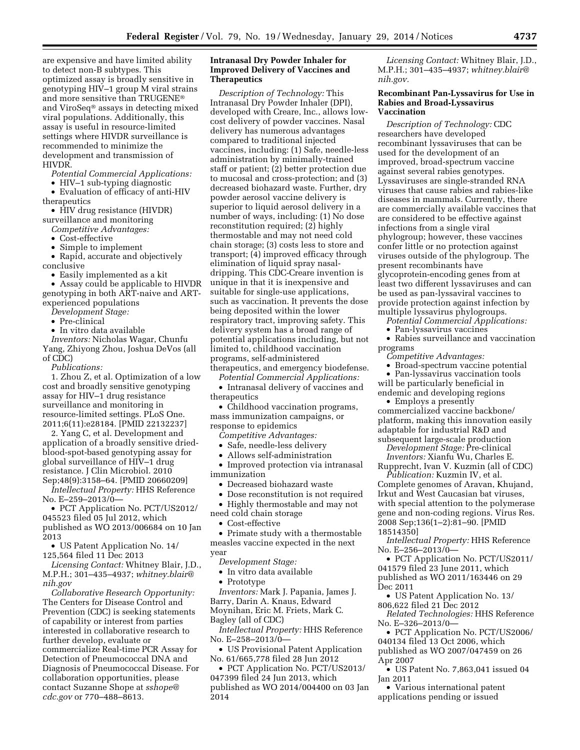are expensive and have limited ability to detect non-B subtypes. This optimized assay is broadly sensitive in genotyping HIV–1 group M viral strains and more sensitive than TRUGENE® and ViroSeq® assays in detecting mixed viral populations. Additionally, this assay is useful in resource-limited settings where HIVDR surveillance is recommended to minimize the development and transmission of HIVDR.

*Potential Commercial Applications:*

- HIV–1 sub-typing diagnostic
- Evaluation of efficacy of anti-HIV therapeutics
- HIV drug resistance (HIVDR) surveillance and monitoring

*Competitive Advantages:*

- Cost-effective
- Simple to implement
- Rapid, accurate and objectively conclusive
- Easily implemented as a kit
- Assay could be applicable to HIVDR genotyping in both ART-naive and ART-experienced populations

*Development Stage:*

- Pre-clinical
- In vitro data available

*Inventors:* Nicholas Wagar, Chunfu Yang, Zhiyong Zhou, Joshua DeVos (all of CDC)

*Publications:*

1. Zhou Z, et al. Optimization of a low cost and broadly sensitive genotyping assay for HIV–1 drug resistance surveillance and monitoring in resource-limited settings. PLoS One. 2011;6(11):e28184. [PMID 22132237]

2. Yang C, et al. Development and application of a broadly sensitive dried-blood-spot-based genotyping assay for global surveillance of HIV–1 drug resistance. J Clin Microbiol. 2010 Sep;48(9):3158–64. [PMID 20660209]

*Intellectual Property:* HHS Reference No. E–259–2013/0—

- PCT Application No. PCT/US2012/045523 filed 05 Jul 2012, which published as WO 2013/006684 on 10 Jan 2013
- US Patent Application No. 14/125,564 filed 11 Dec 2013

*Licensing Contact:* Whitney Blair, J.D., M.P.H.; 301–435–4937; *whitney.blair@nih.gov*

*Collaborative Research Opportunity:* The Centers for Disease Control and Prevention (CDC) is seeking statements of capability or interest from parties interested in collaborative research to further develop, evaluate or commercialize Real-time PCR Assay for Detection of Pneumococcal DNA and Diagnosis of Pneumococcal Disease. For collaboration opportunities, please contact Suzanne Shope at *sshope@cdc.gov* or 770–488–8613.

**Intranasal Dry Powder Inhaler for Improved Delivery of Vaccines and Therapeutics**

*Description of Technology:* This Intranasal Dry Powder Inhaler (DPI), developed with Creare, Inc., allows low-cost delivery of powder vaccines. Nasal delivery has numerous advantages compared to traditional injected vaccines, including: (1) Safe, needle-less administration by minimally-trained staff or patient; (2) better protection due to mucosal and cross-protection; and (3) decreased biohazard waste. Further, dry powder aerosol vaccine delivery is superior to liquid aerosol delivery in a number of ways, including: (1) No dose reconstitution required; (2) highly thermostable and may not need cold chain storage; (3) costs less to store and transport; (4) improved efficacy through elimination of liquid spray nasal-dripping. This CDC-Creare invention is unique in that it is inexpensive and suitable for single-use applications, such as vaccination. It prevents the dose being deposited within the lower respiratory tract, improving safety. This delivery system has a broad range of potential applications including, but not limited to, childhood vaccination programs, self-administered therapeutics, and emergency biodefense.

*Potential Commercial Applications:*

- Intranasal delivery of vaccines and therapeutics
- Childhood vaccination programs, mass immunization campaigns, or response to epidemics

*Competitive Advantages:*

- Safe, needle-less delivery
- Allows self-administration
- Improved protection via intranasal immunization
- Decreased biohazard waste
- Dose reconstitution is not required
- Highly thermostable and may not need cold chain storage
- Cost-effective
- Primate study with a thermostable measles vaccine expected in the next year

*Development Stage:*

- In vitro data available
- Prototype

*Inventors:* Mark J. Papania, James J. Barry, Darin A. Knaus, Edward Moynihan, Eric M. Friets, Mark C. Bagley (all of CDC)

*Intellectual Property:* HHS Reference No. E–258–2013/0—

- US Provisional Patent Application No. 61/665,778 filed 28 Jun 2012
- PCT Application No. PCT/US2013/047399 filed 24 Jun 2013, which published as WO 2014/004400 on 03 Jan 2014

*Licensing Contact:* Whitney Blair, J.D., M.P.H.; 301–435–4937; *whitney.blair@nih.gov.*

**Recombinant Pan-Lyssavirus for Use in Rabies and Broad-Lyssavirus Vaccination**

*Description of Technology:* CDC researchers have developed recombinant lyssaviruses that can be used for the development of an improved, broad-spectrum vaccine against several rabies genotypes. Lyssaviruses are single-stranded RNA viruses that cause rabies and rabies-like diseases in mammals. Currently, there are commercially available vaccines that are considered to be effective against infections from a single viral phylogroup; however, these vaccines confer little or no protection against viruses outside of the phylogroup. The present recombinants have glycoprotein-encoding genes from at least two different lyssaviruses and can be used as pan-lyssaviral vaccines to provide protection against infection by multiple lyssavirus phylogroups.

*Potential Commercial Applications:*

- Pan-lyssavirus vaccines
- Rabies surveillance and vaccination programs

*Competitive Advantages:*

- Broad-spectrum vaccine potential
- Pan-lyssavirus vaccination tools will be particularly beneficial in endemic and developing regions
- Employs a presently commercialized vaccine backbone/platform, making this innovation easily adaptable for industrial R&D and subsequent large-scale production

*Development Stage:* Pre-clinical

*Inventors:* Xianfu Wu, Charles E. Rupprecht, Ivan V. Kuzmin (all of CDC)

*Publication:* Kuzmin IV, et al. Complete genomes of Aravan, Khujand, Irkut and West Caucasian bat viruses, with special attention to the polymerase gene and non-coding regions. Virus Res. 2008 Sep;136(1–2):81–90. [PMID 18514350]

*Intellectual Property:* HHS Reference No. E–256–2013/0—

- PCT Application No. PCT/US2011/041579 filed 23 June 2011, which published as WO 2011/163446 on 29 Dec 2011
- US Patent Application No. 13/806,622 filed 21 Dec 2012

*Related Technologies:* HHS Reference No. E–326–2013/0—

- PCT Application No. PCT/US2006/040134 filed 13 Oct 2006, which published as WO 2007/047459 on 26 Apr 2007
- US Patent No. 7,863,041 issued 04 Jan 2011
- Various international patent applications pending or issued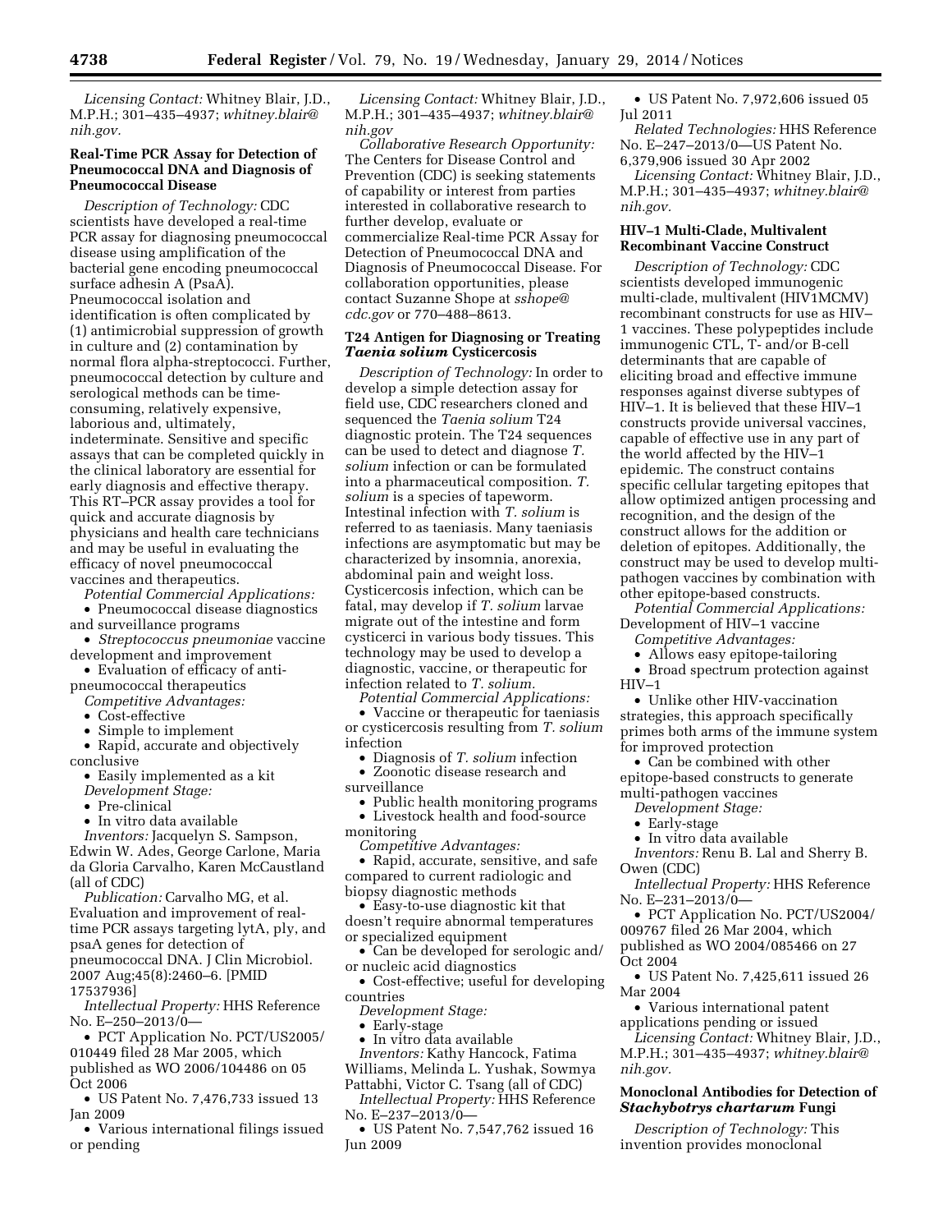*Licensing Contact:* Whitney Blair, J.D., M.P.H.; 301–435–4937; *whitney.blair@nih.gov.*

### Real-Time PCR Assay for Detection of Pneumococcal DNA and Diagnosis of Pneumococcal Disease

*Description of Technology:* CDC scientists have developed a real-time PCR assay for diagnosing pneumococcal disease using amplification of the bacterial gene encoding pneumococcal surface adhesin A (PsaA). Pneumococcal isolation and identification is often complicated by (1) antimicrobial suppression of growth in culture and (2) contamination by normal flora alpha-streptococci. Further, pneumococcal detection by culture and serological methods can be time-consuming, relatively expensive, laborious and, ultimately, indeterminate. Sensitive and specific assays that can be completed quickly in the clinical laboratory are essential for early diagnosis and effective therapy. This RT–PCR assay provides a tool for quick and accurate diagnosis by physicians and health care technicians and may be useful in evaluating the efficacy of novel pneumococcal vaccines and therapeutics.

*Potential Commercial Applications:*

- Pneumococcal disease diagnostics and surveillance programs
- *Streptococcus pneumoniae* vaccine development and improvement
- Evaluation of efficacy of anti-pneumococcal therapeutics

*Competitive Advantages:*

- Cost-effective
- Simple to implement
- Rapid, accurate and objectively conclusive
- Easily implemented as a kit

*Development Stage:*

- Pre-clinical
- In vitro data available

*Inventors:* Jacquelyn S. Sampson, Edwin W. Ades, George Carlone, Maria da Gloria Carvalho, Karen McCaustland (all of CDC)

*Publication:* Carvalho MG, et al. Evaluation and improvement of real-time PCR assays targeting lytA, ply, and psaA genes for detection of pneumococcal DNA. J Clin Microbiol. 2007 Aug;45(8):2460–6. [PMID 17537936]

*Intellectual Property:* HHS Reference No. E–250–2013/0—

- PCT Application No. PCT/US2005/010449 filed 28 Mar 2005, which published as WO 2006/104486 on 05 Oct 2006
- US Patent No. 7,476,733 issued 13 Jan 2009
- Various international filings issued or pending

*Licensing Contact:* Whitney Blair, J.D., M.P.H.; 301–435–4937; *whitney.blair@nih.gov*

*Collaborative Research Opportunity:* The Centers for Disease Control and Prevention (CDC) is seeking statements of capability or interest from parties interested in collaborative research to further develop, evaluate or commercialize Real-time PCR Assay for Detection of Pneumococcal DNA and Diagnosis of Pneumococcal Disease. For collaboration opportunities, please contact Suzanne Shope at *sshope@cdc.gov* or 770–488–8613.

### T24 Antigen for Diagnosing or Treating *Taenia solium* Cysticercosis

*Description of Technology:* In order to develop a simple detection assay for field use, CDC researchers cloned and sequenced the *Taenia solium* T24 diagnostic protein. The T24 sequences can be used to detect and diagnose *T. solium* infection or can be formulated into a pharmaceutical composition. *T. solium* is a species of tapeworm. Intestinal infection with *T. solium* is referred to as taeniasis. Many taeniasis infections are asymptomatic but may be characterized by insomnia, anorexia, abdominal pain and weight loss. Cysticercosis infection, which can be fatal, may develop if *T. solium* larvae migrate out of the intestine and form cysticerci in various body tissues. This technology may be used to develop a diagnostic, vaccine, or therapeutic for infection related to *T. solium.*

*Potential Commercial Applications:*

- Vaccine or therapeutic for taeniasis or cysticercosis resulting from *T. solium* infection
- Diagnosis of *T. solium* infection
- Zoonotic disease research and surveillance
- Public health monitoring programs
- Livestock health and food-source monitoring

*Competitive Advantages:*

- Rapid, accurate, sensitive, and safe compared to current radiologic and biopsy diagnostic methods
- Easy-to-use diagnostic kit that doesn't require abnormal temperatures or specialized equipment
- Can be developed for serologic and/or nucleic acid diagnostics
- Cost-effective; useful for developing countries

*Development Stage:*

- Early-stage
- In vitro data available

*Inventors:* Kathy Hancock, Fatima Williams, Melinda L. Yushak, Sowmya Pattabhi, Victor C. Tsang (all of CDC)

*Intellectual Property:* HHS Reference No. E–237–2013/0—

- US Patent No. 7,547,762 issued 16 Jun 2009
- US Patent No. 7,972,606 issued 05 Jul 2011

*Related Technologies:* HHS Reference No. E–247–2013/0—US Patent No. 6,379,906 issued 30 Apr 2002

*Licensing Contact:* Whitney Blair, J.D., M.P.H.; 301–435–4937; *whitney.blair@nih.gov.*

### HIV–1 Multi-Clade, Multivalent Recombinant Vaccine Construct

*Description of Technology:* CDC scientists developed immunogenic multi-clade, multivalent (HIV1MCMV) recombinant constructs for use as HIV–1 vaccines. These polypeptides include immunogenic CTL, T- and/or B-cell determinants that are capable of eliciting broad and effective immune responses against diverse subtypes of HIV–1. It is believed that these HIV–1 constructs provide universal vaccines, capable of effective use in any part of the world affected by the HIV–1 epidemic. The construct contains specific cellular targeting epitopes that allow optimized antigen processing and recognition, and the design of the construct allows for the addition or deletion of epitopes. Additionally, the construct may be used to develop multi-pathogen vaccines by combination with other epitope-based constructs.

*Potential Commercial Applications:* Development of HIV–1 vaccine

*Competitive Advantages:*

- Allows easy epitope-tailoring
- Broad spectrum protection against HIV–1
- Unlike other HIV-vaccination strategies, this approach specifically primes both arms of the immune system for improved protection
- Can be combined with other epitope-based constructs to generate multi-pathogen vaccines

*Development Stage:*

- Early-stage
- In vitro data available

*Inventors:* Renu B. Lal and Sherry B. Owen (CDC)

*Intellectual Property:* HHS Reference No. E–231–2013/0—

- PCT Application No. PCT/US2004/009767 filed 26 Mar 2004, which published as WO 2004/085466 on 27 Oct 2004
- US Patent No. 7,425,611 issued 26 Mar 2004
- Various international patent applications pending or issued

*Licensing Contact:* Whitney Blair, J.D., M.P.H.; 301–435–4937; *whitney.blair@nih.gov.*

### Monoclonal Antibodies for Detection of *Stachybotrys chartarum* Fungi

*Description of Technology:* This invention provides monoclonal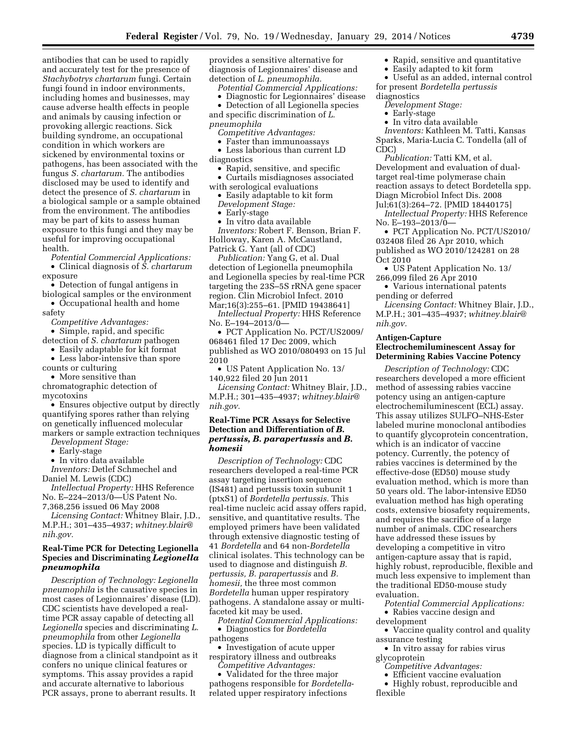antibodies that can be used to rapidly and accurately test for the presence of *Stachybotrys chartarum* fungi. Certain fungi found in indoor environments, including homes and businesses, may cause adverse health effects in people and animals by causing infection or provoking allergic reactions. Sick building syndrome, an occupational condition in which workers are sickened by environmental toxins or pathogens, has been associated with the fungus *S. chartarum.* The antibodies disclosed may be used to identify and detect the presence of *S. chartarum* in a biological sample or a sample obtained from the environment. The antibodies may be part of kits to assess human exposure to this fungi and they may be useful for improving occupational health.

*Potential Commercial Applications:*

- Clinical diagnosis of *S. chartarum* exposure
- Detection of fungal antigens in biological samples or the environment
- Occupational health and home safety

*Competitive Advantages:*

- Simple, rapid, and specific detection of *S. chartarum* pathogen
- Easily adaptable for kit format
- Less labor-intensive than spore counts or culturing
- More sensitive than chromatographic detection of mycotoxins
- Ensures objective output by directly quantifying spores rather than relying on genetically influenced molecular markers or sample extraction techniques

*Development Stage:*

- Early-stage
- In vitro data available

*Inventors:* Detlef Schmechel and Daniel M. Lewis (CDC)

*Intellectual Property:* HHS Reference No. E–224–2013/0—US Patent No. 7,368,256 issued 06 May 2008

*Licensing Contact:* Whitney Blair, J.D., M.P.H.; 301–435–4937; *whitney.blair@nih.gov.*

### Real-Time PCR for Detecting Legionella Species and Discriminating *Legionella pneumophila*

*Description of Technology: Legionella pneumophila* is the causative species in most cases of Legionnaires' disease (LD). CDC scientists have developed a real-time PCR assay capable of detecting all *Legionella* species and discriminating *L. pneumophila* from other *Legionella* species. LD is typically difficult to diagnose from a clinical standpoint as it confers no unique clinical features or symptoms. This assay provides a rapid and accurate alternative to laborious PCR assays, prone to aberrant results. It provides a sensitive alternative for diagnosis of Legionnaires' disease and detection of *L. pneumophila.*

*Potential Commercial Applications:*

- Diagnostic for Legionnaires' disease
- Detection of all Legionella species and specific discrimination of *L. pneumophila*

*Competitive Advantages:*

- Faster than immunoassays
- Less laborious than current LD diagnostics
- Rapid, sensitive, and specific
- Curtails misdiagnoses associated with serological evaluations
- Easily adaptable to kit form

*Development Stage:*

- Early-stage
- In vitro data available

*Inventors:* Robert F. Benson, Brian F. Holloway, Karen A. McCaustland, Patrick G. Yant (all of CDC)

*Publication:* Yang G, et al. Dual detection of Legionella pneumophila and Legionella species by real-time PCR targeting the 23S–5S rRNA gene spacer region. Clin Microbiol Infect. 2010 Mar;16(3):255–61. [PMID 19438641]

*Intellectual Property:* HHS Reference No. E–194–2013/0—

- PCT Application No. PCT/US2009/068461 filed 17 Dec 2009, which published as WO 2010/080493 on 15 Jul 2010
- US Patent Application No. 13/140,922 filed 20 Jun 2011

*Licensing Contact:* Whitney Blair, J.D., M.P.H.; 301–435–4937; *whitney.blair@nih.gov.*

### Real-Time PCR Assays for Selective Detection and Differentiation of *B. pertussis, B. parapertussis* and *B. homesii*

*Description of Technology:* CDC researchers developed a real-time PCR assay targeting insertion sequence (IS481) and pertussis toxin subunit 1 (ptxS1) of *Bordetella pertussis.* This real-time nucleic acid assay offers rapid, sensitive, and quantitative results. The employed primers have been validated through extensive diagnostic testing of 41 *Bordetella* and 64 non-*Bordetella* clinical isolates. This technology can be used to diagnose and distinguish *B. pertussis, B. parapertussis* and *B. homesii,* the three most common *Bordetella* human upper respiratory pathogens. A standalone assay or multi-faceted kit may be used.

*Potential Commercial Applications:*

- Diagnostics for *Bordetella* pathogens
- Investigation of acute upper respiratory illness and outbreaks

*Competitive Advantages:*

- Validated for the three major pathogens responsible for *Bordetella*-related upper respiratory infections
- Rapid, sensitive and quantitative
- Easily adapted to kit form
- Useful as an added, internal control for present *Bordetella pertussis* diagnostics

*Development Stage:*

- Early-stage
- In vitro data available

*Inventors:* Kathleen M. Tatti, Kansas Sparks, Maria-Lucia C. Tondella (all of CDC)

*Publication:* Tatti KM, et al. Development and evaluation of dual-target real-time polymerase chain reaction assays to detect Bordetella spp. Diagn Microbiol Infect Dis. 2008 Jul;61(3):264–72. [PMID 18440175]

*Intellectual Property:* HHS Reference No. E–193–2013/0—

- PCT Application No. PCT/US2010/032408 filed 26 Apr 2010, which published as WO 2010/124281 on 28 Oct 2010
- US Patent Application No. 13/266,099 filed 26 Apr 2010
- Various international patents pending or deferred

*Licensing Contact:* Whitney Blair, J.D., M.P.H.; 301–435–4937; *whitney.blair@nih.gov.*

### Antigen-Capture Electrochemiluminescent Assay for Determining Rabies Vaccine Potency

*Description of Technology:* CDC researchers developed a more efficient method of assessing rabies vaccine potency using an antigen-capture electrochemiluminescent (ECL) assay. This assay utilizes SULFO–NHS-Ester labeled murine monoclonal antibodies to quantify glycoprotein concentration, which is an indicator of vaccine potency. Currently, the potency of rabies vaccines is determined by the effective-dose (ED50) mouse study evaluation method, which is more than 50 years old. The labor-intensive ED50 evaluation method has high operating costs, extensive biosafety requirements, and requires the sacrifice of a large number of animals. CDC researchers have addressed these issues by developing a competitive in vitro antigen-capture assay that is rapid, highly robust, reproducible, flexible and much less expensive to implement than the traditional ED50-mouse study evaluation.

*Potential Commercial Applications:*

- Rabies vaccine design and development
- Vaccine quality control and quality assurance testing
- In vitro assay for rabies virus glycoprotein

*Competitive Advantages:*

- Efficient vaccine evaluation
- Highly robust, reproducible and flexible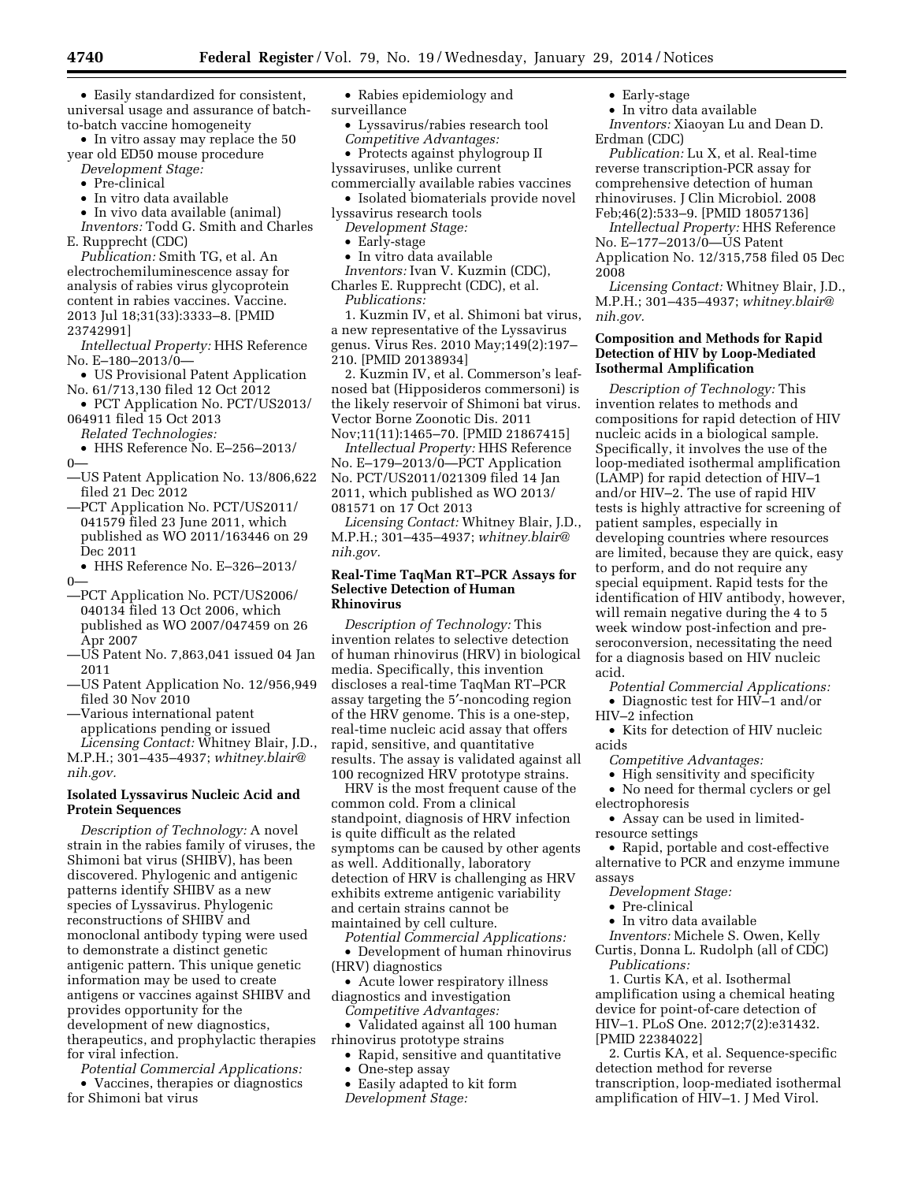- Easily standardized for consistent, universal usage and assurance of batch-to-batch vaccine homogeneity
- In vitro assay may replace the 50 year old ED50 mouse procedure

*Development Stage:*

- Pre-clinical
- In vitro data available
- In vivo data available (animal)

*Inventors:* Todd G. Smith and Charles E. Rupprecht (CDC)

*Publication:* Smith TG, et al. An electrochemiluminescence assay for analysis of rabies virus glycoprotein content in rabies vaccines. Vaccine. 2013 Jul 18;31(33):3333–8. [PMID 23742991]

*Intellectual Property:* HHS Reference No. E–180–2013/0—

- US Provisional Patent Application No. 61/713,130 filed 12 Oct 2012
- PCT Application No. PCT/US2013/064911 filed 15 Oct 2013

*Related Technologies:*

- HHS Reference No. E–256–2013/0—
  - —US Patent Application No. 13/806,622 filed 21 Dec 2012
  - —PCT Application No. PCT/US2011/041579 filed 23 June 2011, which published as WO 2011/163446 on 29 Dec 2011
- HHS Reference No. E–326–2013/0—
  - —PCT Application No. PCT/US2006/040134 filed 13 Oct 2006, which published as WO 2007/047459 on 26 Apr 2007
  - —US Patent No. 7,863,041 issued 04 Jan 2011
  - —US Patent Application No. 12/956,949 filed 30 Nov 2010
  - —Various international patent applications pending or issued

*Licensing Contact:* Whitney Blair, J.D., M.P.H.; 301–435–4937; *whitney.blair@nih.gov.*

## Isolated Lyssavirus Nucleic Acid and Protein Sequences

*Description of Technology:* A novel strain in the rabies family of viruses, the Shimoni bat virus (SHIBV), has been discovered. Phylogenic and antigenic patterns identify SHIBV as a new species of Lyssavirus. Phylogenic reconstructions of SHIBV and monoclonal antibody typing were used to demonstrate a distinct genetic antigenic pattern. This unique genetic information may be used to create antigens or vaccines against SHIBV and provides opportunity for the development of new diagnostics, therapeutics, and prophylactic therapies for viral infection.

*Potential Commercial Applications:*

- Vaccines, therapies or diagnostics for Shimoni bat virus
- Rabies epidemiology and surveillance
- Lyssavirus/rabies research tool

*Competitive Advantages:*

- Protects against phylogroup II lyssaviruses, unlike current commercially available rabies vaccines
- Isolated biomaterials provide novel lyssavirus research tools

*Development Stage:*

- Early-stage
- In vitro data available

*Inventors:* Ivan V. Kuzmin (CDC), Charles E. Rupprecht (CDC), et al.

*Publications:*

1. Kuzmin IV, et al. Shimoni bat virus, a new representative of the Lyssavirus genus. Virus Res. 2010 May;149(2):197–210. [PMID 20138934]
2. Kuzmin IV, et al. Commerson's leaf-nosed bat (Hipposideros commersoni) is the likely reservoir of Shimoni bat virus. Vector Borne Zoonotic Dis. 2011 Nov;11(11):1465–70. [PMID 21867415]

*Intellectual Property:* HHS Reference No. E–179–2013/0—PCT Application No. PCT/US2011/021309 filed 14 Jan 2011, which published as WO 2013/081571 on 17 Oct 2013

*Licensing Contact:* Whitney Blair, J.D., M.P.H.; 301–435–4937; *whitney.blair@nih.gov.*

## Real-Time TaqMan RT–PCR Assays for Selective Detection of Human Rhinovirus

*Description of Technology:* This invention relates to selective detection of human rhinovirus (HRV) in biological media. Specifically, this invention discloses a real-time TaqMan RT–PCR assay targeting the 5′-noncoding region of the HRV genome. This is a one-step, real-time nucleic acid assay that offers rapid, sensitive, and quantitative results. The assay is validated against all 100 recognized HRV prototype strains.

HRV is the most frequent cause of the common cold. From a clinical standpoint, diagnosis of HRV infection is quite difficult as the related symptoms can be caused by other agents as well. Additionally, laboratory detection of HRV is challenging as HRV exhibits extreme antigenic variability and certain strains cannot be maintained by cell culture.

*Potential Commercial Applications:*

- Development of human rhinovirus (HRV) diagnostics
- Acute lower respiratory illness diagnostics and investigation

*Competitive Advantages:*

- Validated against all 100 human rhinovirus prototype strains
- Rapid, sensitive and quantitative
- One-step assay
- Easily adapted to kit form

*Development Stage:*

- Early-stage
- In vitro data available

*Inventors:* Xiaoyan Lu and Dean D. Erdman (CDC)

*Publication:* Lu X, et al. Real-time reverse transcription-PCR assay for comprehensive detection of human rhinoviruses. J Clin Microbiol. 2008 Feb;46(2):533–9. [PMID 18057136]

*Intellectual Property:* HHS Reference No. E–177–2013/0—US Patent Application No. 12/315,758 filed 05 Dec 2008

*Licensing Contact:* Whitney Blair, J.D., M.P.H.; 301–435–4937; *whitney.blair@nih.gov.*

## Composition and Methods for Rapid Detection of HIV by Loop-Mediated Isothermal Amplification

*Description of Technology:* This invention relates to methods and compositions for rapid detection of HIV nucleic acids in a biological sample. Specifically, it involves the use of the loop-mediated isothermal amplification (LAMP) for rapid detection of HIV–1 and/or HIV–2. The use of rapid HIV tests is highly attractive for screening of patient samples, especially in developing countries where resources are limited, because they are quick, easy to perform, and do not require any special equipment. Rapid tests for the identification of HIV antibody, however, will remain negative during the 4 to 5 week window post-infection and pre-seroconversion, necessitating the need for a diagnosis based on HIV nucleic acid.

*Potential Commercial Applications:*

- Diagnostic test for HIV–1 and/or HIV–2 infection
- Kits for detection of HIV nucleic acids

*Competitive Advantages:*

- High sensitivity and specificity
- No need for thermal cyclers or gel electrophoresis
- Assay can be used in limited-resource settings
- Rapid, portable and cost-effective alternative to PCR and enzyme immune assays

*Development Stage:*

- Pre-clinical
- In vitro data available

*Inventors:* Michele S. Owen, Kelly Curtis, Donna L. Rudolph (all of CDC)

*Publications:*

1. Curtis KA, et al. Isothermal amplification using a chemical heating device for point-of-care detection of HIV–1. PLoS One. 2012;7(2):e31432. [PMID 22384022]
2. Curtis KA, et al. Sequence-specific detection method for reverse transcription, loop-mediated isothermal amplification of HIV–1. J Med Virol.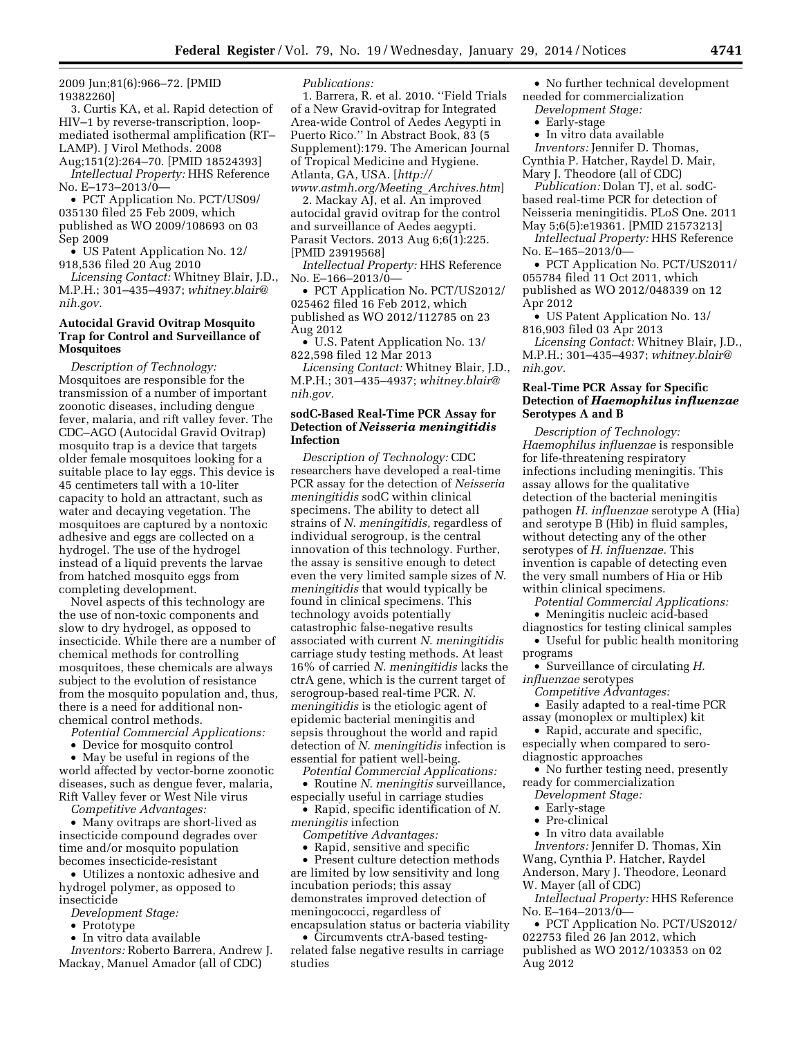2009 Jun;81(6):966–72. [PMID 19382260]

3. Curtis KA, et al. Rapid detection of HIV–1 by reverse-transcription, loop-mediated isothermal amplification (RT–LAMP). J Virol Methods. 2008 Aug;151(2):264–70. [PMID 18524393]

*Intellectual Property:* HHS Reference No. E–173–2013/0—

- PCT Application No. PCT/US09/035130 filed 25 Feb 2009, which published as WO 2009/108693 on 03 Sep 2009
- US Patent Application No. 12/918,536 filed 20 Aug 2010

*Licensing Contact:* Whitney Blair, J.D., M.P.H.; 301–435–4937; *whitney.blair@nih.gov.*

### Autocidal Gravid Ovitrap Mosquito Trap for Control and Surveillance of Mosquitoes

*Description of Technology:* Mosquitoes are responsible for the transmission of a number of important zoonotic diseases, including dengue fever, malaria, and rift valley fever. The CDC–AGO (Autocidal Gravid Ovitrap) mosquito trap is a device that targets older female mosquitoes looking for a suitable place to lay eggs. This device is 45 centimeters tall with a 10-liter capacity to hold an attractant, such as water and decaying vegetation. The mosquitoes are captured by a nontoxic adhesive and eggs are collected on a hydrogel. The use of the hydrogel instead of a liquid prevents the larvae from hatched mosquito eggs from completing development.

Novel aspects of this technology are the use of non-toxic components and slow to dry hydrogel, as opposed to insecticide. While there are a number of chemical methods for controlling mosquitoes, these chemicals are always subject to the evolution of resistance from the mosquito population and, thus, there is a need for additional non-chemical control methods.

*Potential Commercial Applications:*

- Device for mosquito control
- May be useful in regions of the world affected by vector-borne zoonotic diseases, such as dengue fever, malaria, Rift Valley fever or West Nile virus

*Competitive Advantages:*

- Many ovitraps are short-lived as insecticide compound degrades over time and/or mosquito population becomes insecticide-resistant
- Utilizes a nontoxic adhesive and hydrogel polymer, as opposed to insecticide

*Development Stage:*

- Prototype
- In vitro data available

*Inventors:* Roberto Barrera, Andrew J. Mackay, Manuel Amador (all of CDC)

*Publications:*

1. Barrera, R. et al. 2010. ''Field Trials of a New Gravid-ovitrap for Integrated Area-wide Control of Aedes Aegypti in Puerto Rico.'' In Abstract Book, 83 (5 Supplement):179. The American Journal of Tropical Medicine and Hygiene. Atlanta, GA, USA. [*http://www.astmh.org/Meeting_Archives.htm*]

2. Mackay AJ, et al. An improved autocidal gravid ovitrap for the control and surveillance of Aedes aegypti. Parasit Vectors. 2013 Aug 6;6(1):225. [PMID 23919568]

*Intellectual Property:* HHS Reference No. E–166–2013/0—

- PCT Application No. PCT/US2012/025462 filed 16 Feb 2012, which published as WO 2012/112785 on 23 Aug 2012
- U.S. Patent Application No. 13/822,598 filed 12 Mar 2013

*Licensing Contact:* Whitney Blair, J.D., M.P.H.; 301–435–4937; *whitney.blair@nih.gov.*

### sodC-Based Real-Time PCR Assay for Detection of *Neisseria meningitidis* Infection

*Description of Technology:* CDC researchers have developed a real-time PCR assay for the detection of *Neisseria meningitidis* sodC within clinical specimens. The ability to detect all strains of *N. meningitidis,* regardless of individual serogroup, is the central innovation of this technology. Further, the assay is sensitive enough to detect even the very limited sample sizes of *N. meningitidis* that would typically be found in clinical specimens. This technology avoids potentially catastrophic false-negative results associated with current *N. meningitidis* carriage study testing methods. At least 16% of carried *N. meningitidis* lacks the ctrA gene, which is the current target of serogroup-based real-time PCR. *N. meningitidis* is the etiologic agent of epidemic bacterial meningitis and sepsis throughout the world and rapid detection of *N. meningitidis* infection is essential for patient well-being.

*Potential Commercial Applications:*

- Routine *N. meningitis* surveillance, especially useful in carriage studies
- Rapid, specific identification of *N. meningitis* infection

*Competitive Advantages:*

- Rapid, sensitive and specific
- Present culture detection methods are limited by low sensitivity and long incubation periods; this assay demonstrates improved detection of meningococci, regardless of encapsulation status or bacteria viability
- Circumvents ctrA-based testing-related false negative results in carriage studies
- No further technical development needed for commercialization

*Development Stage:*

- Early-stage
- In vitro data available

*Inventors:* Jennifer D. Thomas, Cynthia P. Hatcher, Raydel D. Mair, Mary J. Theodore (all of CDC)

*Publication:* Dolan TJ, et al. sodC-based real-time PCR for detection of Neisseria meningitidis. PLoS One. 2011 May 5;6(5):e19361. [PMID 21573213]

*Intellectual Property:* HHS Reference No. E–165–2013/0—

- PCT Application No. PCT/US2011/055784 filed 11 Oct 2011, which published as WO 2012/048339 on 12 Apr 2012
- US Patent Application No. 13/816,903 filed 03 Apr 2013

*Licensing Contact:* Whitney Blair, J.D., M.P.H.; 301–435–4937; *whitney.blair@nih.gov.*

### Real-Time PCR Assay for Specific Detection of *Haemophilus influenzae* Serotypes A and B

*Description of Technology:* *Haemophilus influenzae* is responsible for life-threatening respiratory infections including meningitis. This assay allows for the qualitative detection of the bacterial meningitis pathogen *H. influenzae* serotype A (Hia) and serotype B (Hib) in fluid samples, without detecting any of the other serotypes of *H. influenzae.* This invention is capable of detecting even the very small numbers of Hia or Hib within clinical specimens.

*Potential Commercial Applications:*

- Meningitis nucleic acid-based diagnostics for testing clinical samples
- Useful for public health monitoring programs
- Surveillance of circulating *H. influenzae* serotypes

*Competitive Advantages:*

- Easily adapted to a real-time PCR assay (monoplex or multiplex) kit
- Rapid, accurate and specific, especially when compared to sero-diagnostic approaches
- No further testing need, presently ready for commercialization

*Development Stage:*

- Early-stage
- Pre-clinical
- In vitro data available

*Inventors:* Jennifer D. Thomas, Xin Wang, Cynthia P. Hatcher, Raydel Anderson, Mary J. Theodore, Leonard W. Mayer (all of CDC)

*Intellectual Property:* HHS Reference No. E–164–2013/0—

- PCT Application No. PCT/US2012/022753 filed 26 Jan 2012, which published as WO 2012/103353 on 02 Aug 2012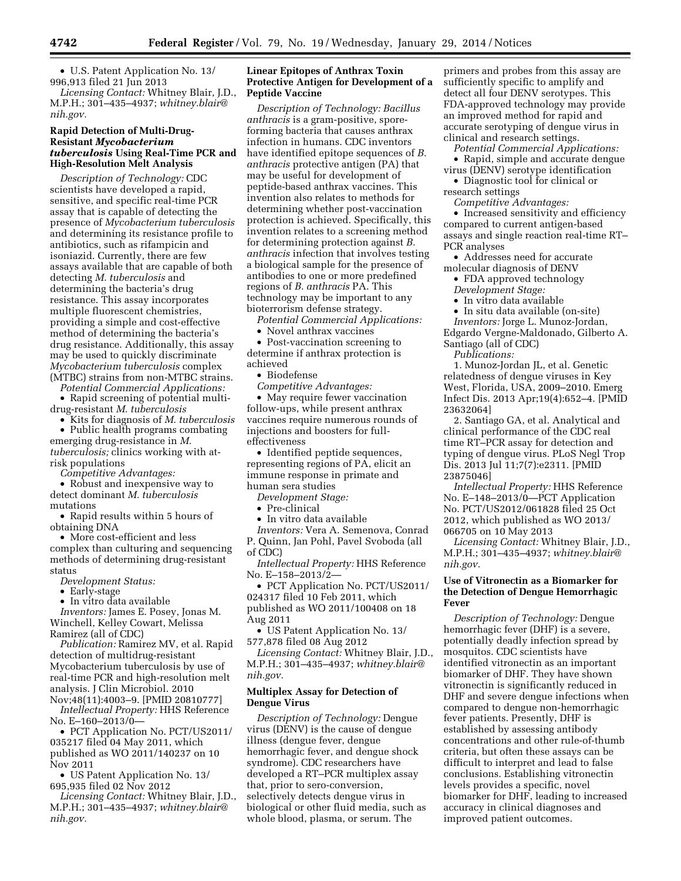- U.S. Patent Application No. 13/996,913 filed 21 Jun 2013

*Licensing Contact:* Whitney Blair, J.D., M.P.H.; 301–435–4937; *whitney.blair@nih.gov.*

### Rapid Detection of Multi-Drug-Resistant *Mycobacterium tuberculosis* Using Real-Time PCR and High-Resolution Melt Analysis

*Description of Technology:* CDC scientists have developed a rapid, sensitive, and specific real-time PCR assay that is capable of detecting the presence of *Mycobacterium tuberculosis* and determining its resistance profile to antibiotics, such as rifampicin and isoniazid. Currently, there are few assays available that are capable of both detecting *M. tuberculosis* and determining the bacteria's drug resistance. This assay incorporates multiple fluorescent chemistries, providing a simple and cost-effective method of determining the bacteria's drug resistance. Additionally, this assay may be used to quickly discriminate *Mycobacterium tuberculosis* complex (MTBC) strains from non-MTBC strains.

*Potential Commercial Applications:*

- Rapid screening of potential multi-drug-resistant *M. tuberculosis*
- Kits for diagnosis of *M. tuberculosis*
- Public health programs combating emerging drug-resistance in *M. tuberculosis;* clinics working with at-risk populations

*Competitive Advantages:*

- Robust and inexpensive way to detect dominant *M. tuberculosis* mutations
- Rapid results within 5 hours of obtaining DNA
- More cost-efficient and less complex than culturing and sequencing methods of determining drug-resistant status

*Development Status:*

- Early-stage
- In vitro data available

*Inventors:* James E. Posey, Jonas M. Winchell, Kelley Cowart, Melissa Ramirez (all of CDC)

*Publication:* Ramirez MV, et al. Rapid detection of multidrug-resistant Mycobacterium tuberculosis by use of real-time PCR and high-resolution melt analysis. J Clin Microbiol. 2010 Nov;48(11):4003–9. [PMID 20810777]

*Intellectual Property:* HHS Reference No. E–160–2013/0—

- PCT Application No. PCT/US2011/035217 filed 04 May 2011, which published as WO 2011/140237 on 10 Nov 2011
- US Patent Application No. 13/695,935 filed 02 Nov 2012

*Licensing Contact:* Whitney Blair, J.D., M.P.H.; 301–435–4937; *whitney.blair@nih.gov.*

### Linear Epitopes of Anthrax Toxin Protective Antigen for Development of a Peptide Vaccine

*Description of Technology: Bacillus anthracis* is a gram-positive, spore-forming bacteria that causes anthrax infection in humans. CDC inventors have identified epitope sequences of *B. anthracis* protective antigen (PA) that may be useful for development of peptide-based anthrax vaccines. This invention also relates to methods for determining whether post-vaccination protection is achieved. Specifically, this invention relates to a screening method for determining protection against *B. anthracis* infection that involves testing a biological sample for the presence of antibodies to one or more predefined regions of *B. anthracis* PA. This technology may be important to any bioterrorism defense strategy.

*Potential Commercial Applications:*

- Novel anthrax vaccines
- Post-vaccination screening to determine if anthrax protection is achieved
- Biodefense

*Competitive Advantages:*

- May require fewer vaccination follow-ups, while present anthrax vaccines require numerous rounds of injections and boosters for full-effectiveness
- Identified peptide sequences, representing regions of PA, elicit an immune response in primate and human sera studies

*Development Stage:*

- Pre-clinical
- In vitro data available

*Inventors:* Vera A. Semenova, Conrad P. Quinn, Jan Pohl, Pavel Svoboda (all of CDC)

*Intellectual Property:* HHS Reference No. E–158–2013/2—

- PCT Application No. PCT/US2011/024317 filed 10 Feb 2011, which published as WO 2011/100408 on 18 Aug 2011
- US Patent Application No. 13/577,878 filed 08 Aug 2012

*Licensing Contact:* Whitney Blair, J.D., M.P.H.; 301–435–4937; *whitney.blair@nih.gov.*

### Multiplex Assay for Detection of Dengue Virus

*Description of Technology:* Dengue virus (DENV) is the cause of dengue illness (dengue fever, dengue hemorrhagic fever, and dengue shock syndrome). CDC researchers have developed a RT–PCR multiplex assay that, prior to sero-conversion, selectively detects dengue virus in biological or other fluid media, such as whole blood, plasma, or serum. The primers and probes from this assay are sufficiently specific to amplify and detect all four DENV serotypes. This FDA-approved technology may provide an improved method for rapid and accurate serotyping of dengue virus in clinical and research settings.

*Potential Commercial Applications:*

- Rapid, simple and accurate dengue virus (DENV) serotype identification
- Diagnostic tool for clinical or research settings

*Competitive Advantages:*

- Increased sensitivity and efficiency compared to current antigen-based assays and single reaction real-time RT–PCR analyses
- Addresses need for accurate molecular diagnosis of DENV
- FDA approved technology

*Development Stage:*

- In vitro data available
- In situ data available (on-site)

*Inventors:* Jorge L. Munoz-Jordan, Edgardo Vergne-Maldonado, Gilberto A. Santiago (all of CDC)

*Publications:*

1. Munoz-Jordan JL, et al. Genetic relatedness of dengue viruses in Key West, Florida, USA, 2009–2010. Emerg Infect Dis. 2013 Apr;19(4):652–4. [PMID 23632064]
2. Santiago GA, et al. Analytical and clinical performance of the CDC real time RT–PCR assay for detection and typing of dengue virus. PLoS Negl Trop Dis. 2013 Jul 11;7(7):e2311. [PMID 23875046]

*Intellectual Property:* HHS Reference No. E–148–2013/0—PCT Application No. PCT/US2012/061828 filed 25 Oct 2012, which published as WO 2013/066705 on 10 May 2013

*Licensing Contact:* Whitney Blair, J.D., M.P.H.; 301–435–4937; *whitney.blair@nih.gov.*

### Use of Vitronectin as a Biomarker for the Detection of Dengue Hemorrhagic Fever

*Description of Technology:* Dengue hemorrhagic fever (DHF) is a severe, potentially deadly infection spread by mosquitos. CDC scientists have identified vitronectin as an important biomarker of DHF. They have shown vitronectin is significantly reduced in DHF and severe dengue infections when compared to dengue non-hemorrhagic fever patients. Presently, DHF is established by assessing antibody concentrations and other rule-of-thumb criteria, but often these assays can be difficult to interpret and lead to false conclusions. Establishing vitronectin levels provides a specific, novel biomarker for DHF, leading to increased accuracy in clinical diagnoses and improved patient outcomes.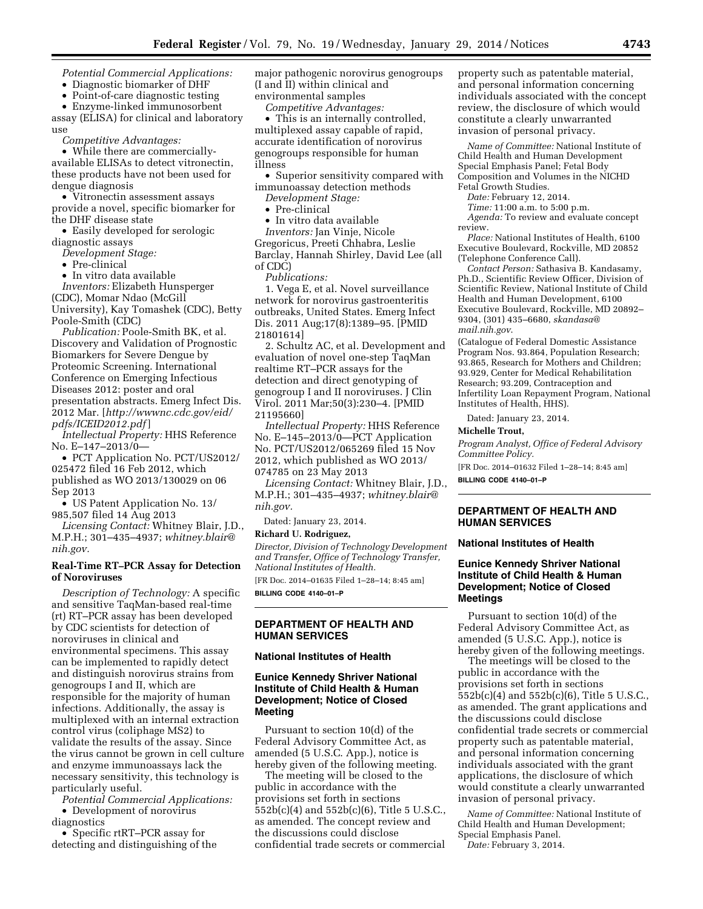*Potential Commercial Applications:*

- Diagnostic biomarker of DHF
- Point-of-care diagnostic testing
- Enzyme-linked immunosorbent assay (ELISA) for clinical and laboratory use

*Competitive Advantages:*

- While there are commercially-available ELISAs to detect vitronectin, these products have not been used for dengue diagnosis
- Vitronectin assessment assays provide a novel, specific biomarker for the DHF disease state
- Easily developed for serologic diagnostic assays

*Development Stage:*

- Pre-clinical
- In vitro data available

*Inventors:* Elizabeth Hunsperger (CDC), Momar Ndao (McGill University), Kay Tomashek (CDC), Betty Poole-Smith (CDC)

*Publication:* Poole-Smith BK, et al. Discovery and Validation of Prognostic Biomarkers for Severe Dengue by Proteomic Screening. International Conference on Emerging Infectious Diseases 2012: poster and oral presentation abstracts. Emerg Infect Dis. 2012 Mar. [*http://wwwnc.cdc.gov/eid/pdfs/ICEID2012.pdf*]

*Intellectual Property:* HHS Reference No. E–147–2013/0—

- PCT Application No. PCT/US2012/025472 filed 16 Feb 2012, which published as WO 2013/130029 on 06 Sep 2013
- US Patent Application No. 13/985,507 filed 14 Aug 2013

*Licensing Contact:* Whitney Blair, J.D., M.P.H.; 301–435–4937; *whitney.blair@nih.gov.*

### Real-Time RT–PCR Assay for Detection of Noroviruses

*Description of Technology:* A specific and sensitive TaqMan-based real-time (rt) RT–PCR assay has been developed by CDC scientists for detection of noroviruses in clinical and environmental specimens. This assay can be implemented to rapidly detect and distinguish norovirus strains from genogroups I and II, which are responsible for the majority of human infections. Additionally, the assay is multiplexed with an internal extraction control virus (coliphage MS2) to validate the results of the assay. Since the virus cannot be grown in cell culture and enzyme immunoassays lack the necessary sensitivity, this technology is particularly useful.

*Potential Commercial Applications:*

- Development of norovirus diagnostics
- Specific rtRT–PCR assay for detecting and distinguishing of the major pathogenic norovirus genogroups (I and II) within clinical and environmental samples

*Competitive Advantages:*

- This is an internally controlled, multiplexed assay capable of rapid, accurate identification of norovirus genogroups responsible for human illness
- Superior sensitivity compared with immunoassay detection methods

*Development Stage:*

- Pre-clinical
- In vitro data available

*Inventors:* Jan Vinje, Nicole Gregoricus, Preeti Chhabra, Leslie Barclay, Hannah Shirley, David Lee (all of CDC)

*Publications:*

1. Vega E, et al. Novel surveillance network for norovirus gastroenteritis outbreaks, United States. Emerg Infect Dis. 2011 Aug;17(8):1389–95. [PMID 21801614]

2. Schultz AC, et al. Development and evaluation of novel one-step TaqMan realtime RT–PCR assays for the detection and direct genotyping of genogroup I and II noroviruses. J Clin Virol. 2011 Mar;50(3):230–4. [PMID 21195660]

*Intellectual Property:* HHS Reference No. E–145–2013/0—PCT Application No. PCT/US2012/065269 filed 15 Nov 2012, which published as WO 2013/074785 on 23 May 2013

*Licensing Contact:* Whitney Blair, J.D., M.P.H.; 301–435–4937; *whitney.blair@nih.gov.*

Dated: January 23, 2014.

**Richard U. Rodriguez,**

*Director, Division of Technology Development and Transfer, Office of Technology Transfer, National Institutes of Health.*

[FR Doc. 2014–01635 Filed 1–28–14; 8:45 am]

**BILLING CODE 4140–01–P**

---

## DEPARTMENT OF HEALTH AND HUMAN SERVICES

### National Institutes of Health

### Eunice Kennedy Shriver National Institute of Child Health & Human Development; Notice of Closed Meeting

Pursuant to section 10(d) of the Federal Advisory Committee Act, as amended (5 U.S.C. App.), notice is hereby given of the following meeting.

The meeting will be closed to the public in accordance with the provisions set forth in sections 552b(c)(4) and 552b(c)(6), Title 5 U.S.C., as amended. The concept review and the discussions could disclose confidential trade secrets or commercial property such as patentable material, and personal information concerning individuals associated with the concept review, the disclosure of which would constitute a clearly unwarranted invasion of personal privacy.

*Name of Committee:* National Institute of Child Health and Human Development Special Emphasis Panel; Fetal Body Composition and Volumes in the NICHD Fetal Growth Studies.

*Date:* February 12, 2014.

*Time:* 11:00 a.m. to 5:00 p.m.

*Agenda:* To review and evaluate concept review.

*Place:* National Institutes of Health, 6100 Executive Boulevard, Rockville, MD 20852 (Telephone Conference Call).

*Contact Person:* Sathasiva B. Kandasamy, Ph.D., Scientific Review Officer, Division of Scientific Review, National Institute of Child Health and Human Development, 6100 Executive Boulevard, Rockville, MD 20892–9304, (301) 435–6680, *skandasa@mail.nih.gov.*

(Catalogue of Federal Domestic Assistance Program Nos. 93.864, Population Research; 93.865, Research for Mothers and Children; 93.929, Center for Medical Rehabilitation Research; 93.209, Contraception and Infertility Loan Repayment Program, National Institutes of Health, HHS).

Dated: January 23, 2014.

**Michelle Trout,**

*Program Analyst, Office of Federal Advisory Committee Policy.*

[FR Doc. 2014–01632 Filed 1–28–14; 8:45 am]

**BILLING CODE 4140–01–P**

---

## DEPARTMENT OF HEALTH AND HUMAN SERVICES

### National Institutes of Health

### Eunice Kennedy Shriver National Institute of Child Health & Human Development; Notice of Closed Meetings

Pursuant to section 10(d) of the Federal Advisory Committee Act, as amended (5 U.S.C. App.), notice is hereby given of the following meetings.

The meetings will be closed to the public in accordance with the provisions set forth in sections 552b(c)(4) and 552b(c)(6), Title 5 U.S.C., as amended. The grant applications and the discussions could disclose confidential trade secrets or commercial property such as patentable material, and personal information concerning individuals associated with the grant applications, the disclosure of which would constitute a clearly unwarranted invasion of personal privacy.

*Name of Committee:* National Institute of Child Health and Human Development; Special Emphasis Panel.

*Date:* February 3, 2014.